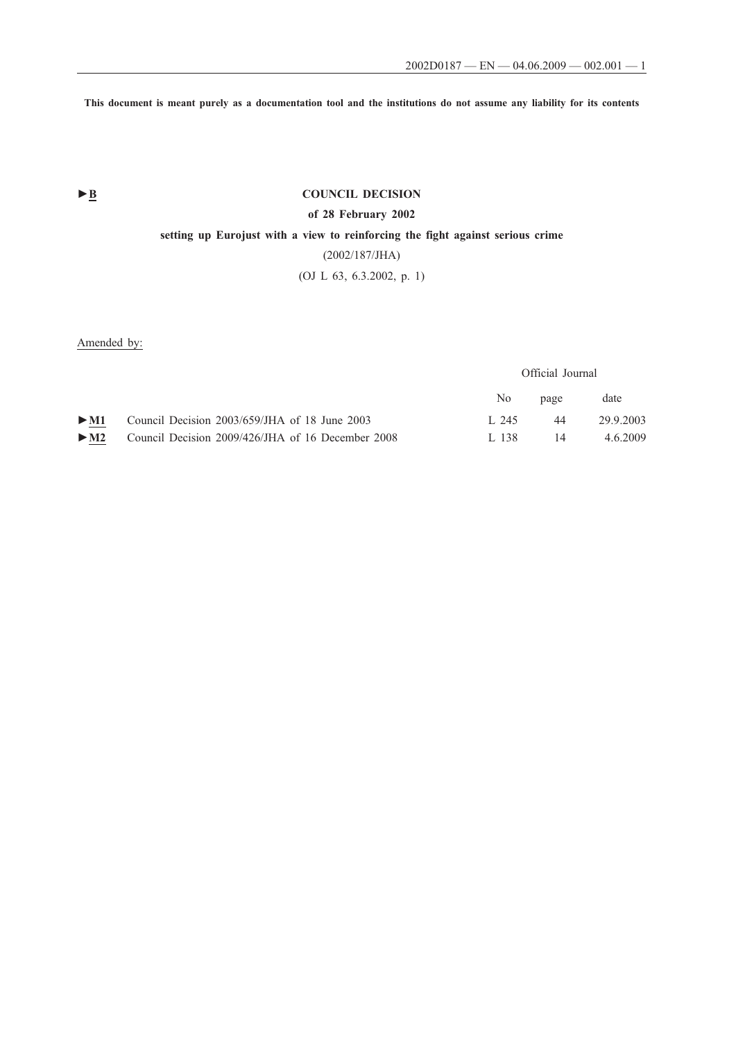This document is meant purely as a documentation tool and the institutions do not assume any liability for its contents

►B

# COUNCIL DECISION

## of 28 February 2002

## setting up Eurojust with a view to reinforcing the fight against serious crime

(2002/187/JHA)

(OJ L 63, 6.3.2002, p. 1)

Amended by:

| | | Official Journal | | |
|---|---|---|---|---|
| | | No | page | date |
| ►M1 | Council Decision 2003/659/JHA of 18 June 2003 | L 245 | 44 | 29.9.2003 |
| ►M2 | Council Decision 2009/426/JHA of 16 December 2008 | L 138 | 14 | 4.6.2009 |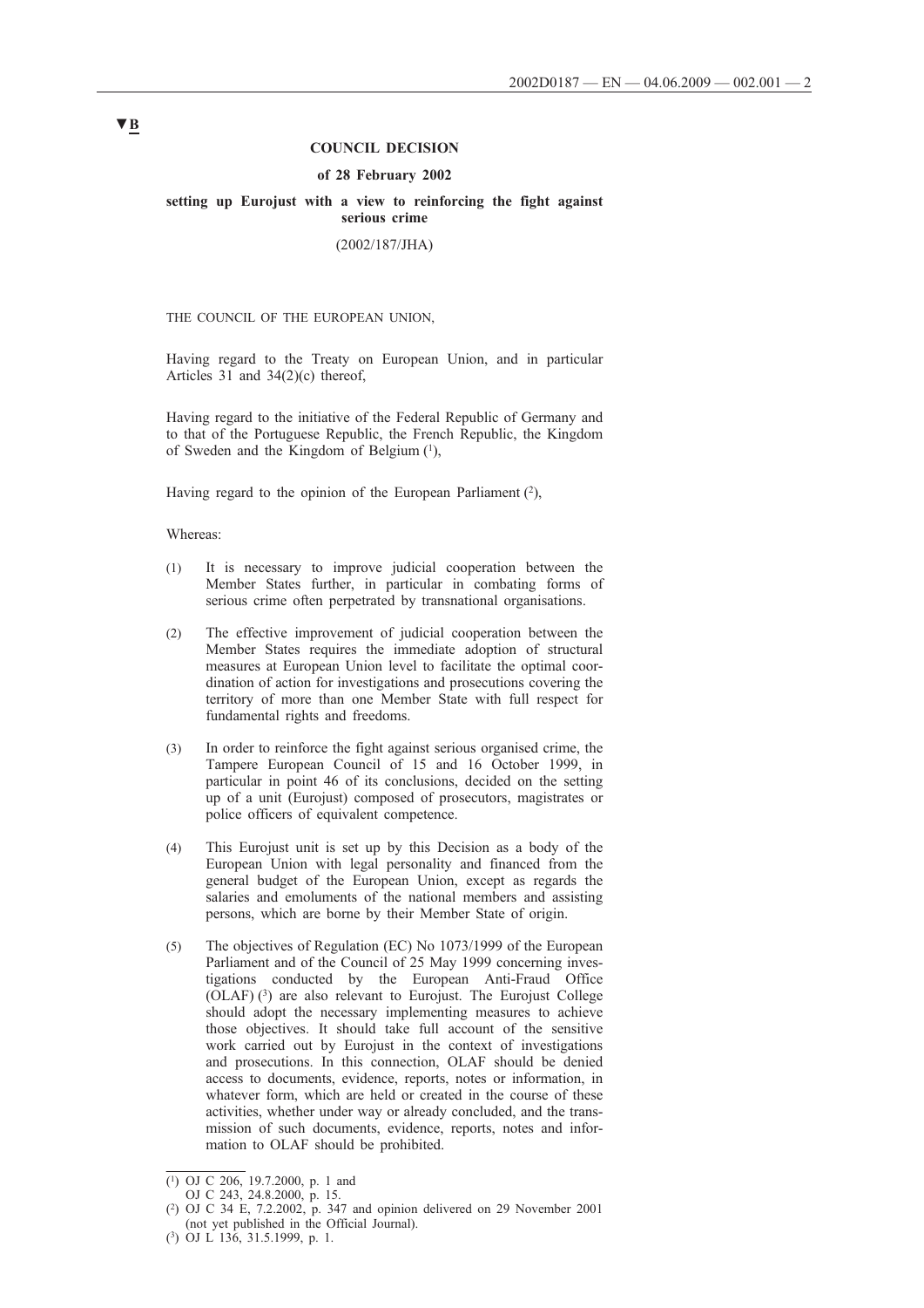▼B

**COUNCIL DECISION**

**of 28 February 2002**

**setting up Eurojust with a view to reinforcing the fight against serious crime**

(2002/187/JHA)

THE COUNCIL OF THE EUROPEAN UNION,

Having regard to the Treaty on European Union, and in particular Articles 31 and 34(2)(c) thereof,

Having regard to the initiative of the Federal Republic of Germany and to that of the Portuguese Republic, the French Republic, the Kingdom of Sweden and the Kingdom of Belgium [1],

Having regard to the opinion of the European Parliament [2],

Whereas:

(1) It is necessary to improve judicial cooperation between the Member States further, in particular in combating forms of serious crime often perpetrated by transnational organisations.

(2) The effective improvement of judicial cooperation between the Member States requires the immediate adoption of structural measures at European Union level to facilitate the optimal coordination of action for investigations and prosecutions covering the territory of more than one Member State with full respect for fundamental rights and freedoms.

(3) In order to reinforce the fight against serious organised crime, the Tampere European Council of 15 and 16 October 1999, in particular in point 46 of its conclusions, decided on the setting up of a unit (Eurojust) composed of prosecutors, magistrates or police officers of equivalent competence.

(4) This Eurojust unit is set up by this Decision as a body of the European Union with legal personality and financed from the general budget of the European Union, except as regards the salaries and emoluments of the national members and assisting persons, which are borne by their Member State of origin.

(5) The objectives of Regulation (EC) No 1073/1999 of the European Parliament and of the Council of 25 May 1999 concerning investigations conducted by the European Anti-Fraud Office (OLAF) [3] are also relevant to Eurojust. The Eurojust College should adopt the necessary implementing measures to achieve those objectives. It should take full account of the sensitive work carried out by Eurojust in the context of investigations and prosecutions. In this connection, OLAF should be denied access to documents, evidence, reports, notes or information, in whatever form, which are held or created in the course of these activities, whether under way or already concluded, and the transmission of such documents, evidence, reports, notes and information to OLAF should be prohibited.

---

[1] OJ C 206, 19.7.2000, p. 1 and OJ C 243, 24.8.2000, p. 15.

[2] OJ C 34 E, 7.2.2002, p. 347 and opinion delivered on 29 November 2001 (not yet published in the Official Journal).

[3] OJ L 136, 31.5.1999, p. 1.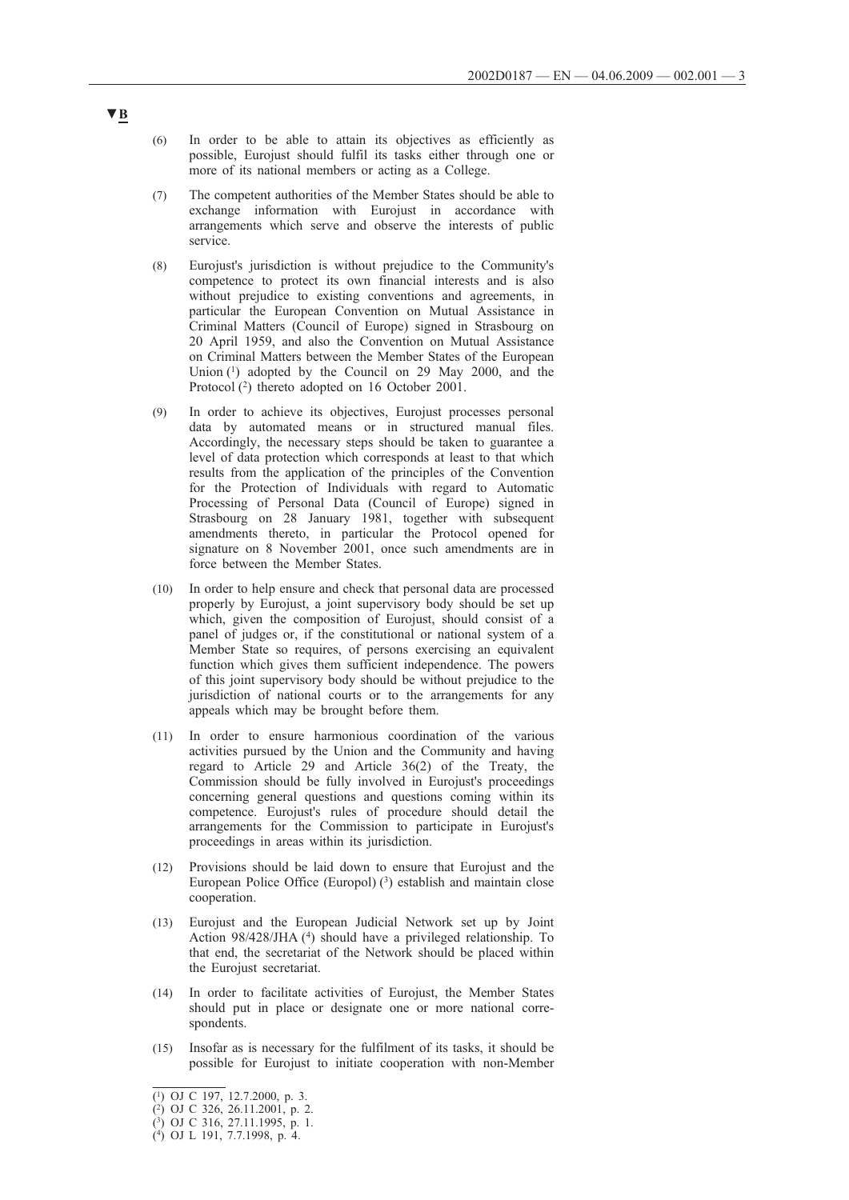▼B

(6) In order to be able to attain its objectives as efficiently as possible, Eurojust should fulfil its tasks either through one or more of its national members or acting as a College.

(7) The competent authorities of the Member States should be able to exchange information with Eurojust in accordance with arrangements which serve and observe the interests of public service.

(8) Eurojust's jurisdiction is without prejudice to the Community's competence to protect its own financial interests and is also without prejudice to existing conventions and agreements, in particular the European Convention on Mutual Assistance in Criminal Matters (Council of Europe) signed in Strasbourg on 20 April 1959, and also the Convention on Mutual Assistance on Criminal Matters between the Member States of the European Union [1] adopted by the Council on 29 May 2000, and the Protocol [2] thereto adopted on 16 October 2001.

(9) In order to achieve its objectives, Eurojust processes personal data by automated means or in structured manual files. Accordingly, the necessary steps should be taken to guarantee a level of data protection which corresponds at least to that which results from the application of the principles of the Convention for the Protection of Individuals with regard to Automatic Processing of Personal Data (Council of Europe) signed in Strasbourg on 28 January 1981, together with subsequent amendments thereto, in particular the Protocol opened for signature on 8 November 2001, once such amendments are in force between the Member States.

(10) In order to help ensure and check that personal data are processed properly by Eurojust, a joint supervisory body should be set up which, given the composition of Eurojust, should consist of a panel of judges or, if the constitutional or national system of a Member State so requires, of persons exercising an equivalent function which gives them sufficient independence. The powers of this joint supervisory body should be without prejudice to the jurisdiction of national courts or to the arrangements for any appeals which may be brought before them.

(11) In order to ensure harmonious coordination of the various activities pursued by the Union and the Community and having regard to Article 29 and Article 36(2) of the Treaty, the Commission should be fully involved in Eurojust's proceedings concerning general questions and questions coming within its competence. Eurojust's rules of procedure should detail the arrangements for the Commission to participate in Eurojust's proceedings in areas within its jurisdiction.

(12) Provisions should be laid down to ensure that Eurojust and the European Police Office (Europol) [3] establish and maintain close cooperation.

(13) Eurojust and the European Judicial Network set up by Joint Action 98/428/JHA [4] should have a privileged relationship. To that end, the secretariat of the Network should be placed within the Eurojust secretariat.

(14) In order to facilitate activities of Eurojust, the Member States should put in place or designate one or more national correspondents.

(15) Insofar as is necessary for the fulfilment of its tasks, it should be possible for Eurojust to initiate cooperation with non-Member

---

[1] OJ C 197, 12.7.2000, p. 3.
[2] OJ C 326, 26.11.2001, p. 2.
[3] OJ C 316, 27.11.1995, p. 1.
[4] OJ L 191, 7.7.1998, p. 4.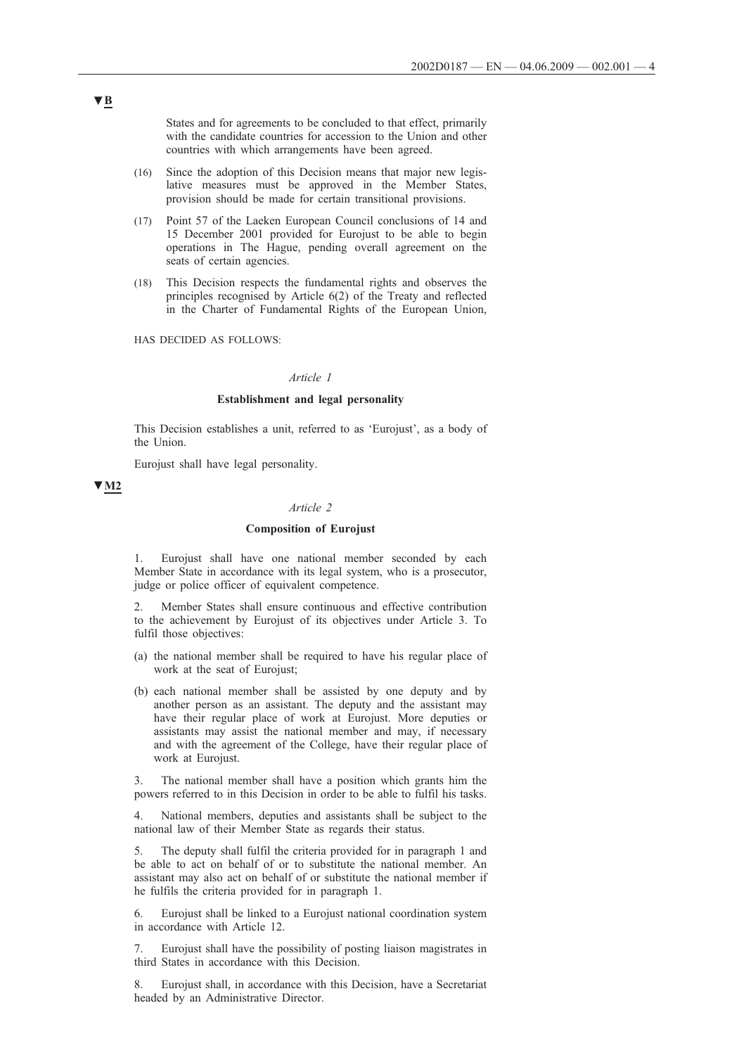▼B

States and for agreements to be concluded to that effect, primarily with the candidate countries for accession to the Union and other countries with which arrangements have been agreed.

(16) Since the adoption of this Decision means that major new legislative measures must be approved in the Member States, provision should be made for certain transitional provisions.

(17) Point 57 of the Laeken European Council conclusions of 14 and 15 December 2001 provided for Eurojust to be able to begin operations in The Hague, pending overall agreement on the seats of certain agencies.

(18) This Decision respects the fundamental rights and observes the principles recognised by Article 6(2) of the Treaty and reflected in the Charter of Fundamental Rights of the European Union,

HAS DECIDED AS FOLLOWS:

*Article 1*

**Establishment and legal personality**

This Decision establishes a unit, referred to as 'Eurojust', as a body of the Union.

Eurojust shall have legal personality.

▼M2

*Article 2*

**Composition of Eurojust**

1. Eurojust shall have one national member seconded by each Member State in accordance with its legal system, who is a prosecutor, judge or police officer of equivalent competence.

2. Member States shall ensure continuous and effective contribution to the achievement by Eurojust of its objectives under Article 3. To fulfil those objectives:

(a) the national member shall be required to have his regular place of work at the seat of Eurojust;

(b) each national member shall be assisted by one deputy and by another person as an assistant. The deputy and the assistant may have their regular place of work at Eurojust. More deputies or assistants may assist the national member and may, if necessary and with the agreement of the College, have their regular place of work at Eurojust.

3. The national member shall have a position which grants him the powers referred to in this Decision in order to be able to fulfil his tasks.

4. National members, deputies and assistants shall be subject to the national law of their Member State as regards their status.

5. The deputy shall fulfil the criteria provided for in paragraph 1 and be able to act on behalf of or to substitute the national member. An assistant may also act on behalf of or substitute the national member if he fulfils the criteria provided for in paragraph 1.

6. Eurojust shall be linked to a Eurojust national coordination system in accordance with Article 12.

7. Eurojust shall have the possibility of posting liaison magistrates in third States in accordance with this Decision.

8. Eurojust shall, in accordance with this Decision, have a Secretariat headed by an Administrative Director.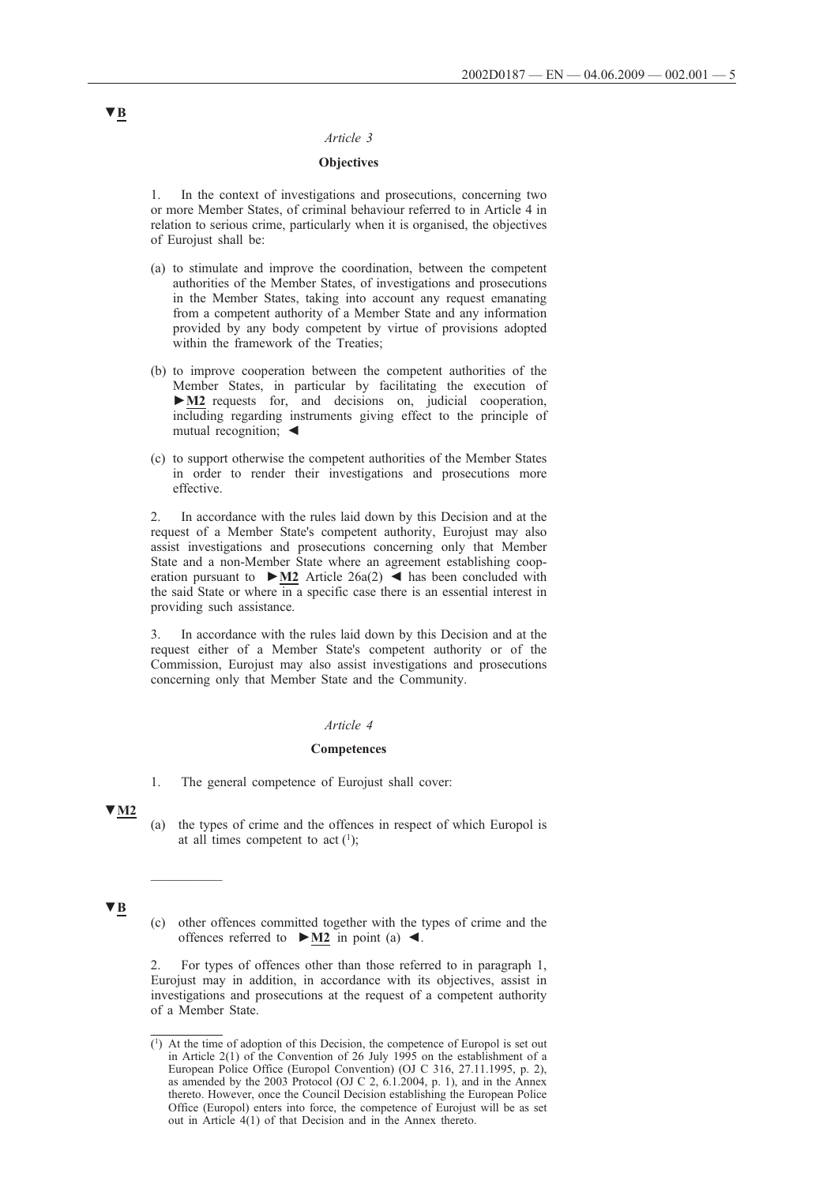▼B

*Article 3*

**Objectives**

1. In the context of investigations and prosecutions, concerning two or more Member States, of criminal behaviour referred to in Article 4 in relation to serious crime, particularly when it is organised, the objectives of Eurojust shall be:

(a) to stimulate and improve the coordination, between the competent authorities of the Member States, of investigations and prosecutions in the Member States, taking into account any request emanating from a competent authority of a Member State and any information provided by any body competent by virtue of provisions adopted within the framework of the Treaties;

(b) to improve cooperation between the competent authorities of the Member States, in particular by facilitating the execution of ►M2 requests for, and decisions on, judicial cooperation, including regarding instruments giving effect to the principle of mutual recognition; ◄

(c) to support otherwise the competent authorities of the Member States in order to render their investigations and prosecutions more effective.

2. In accordance with the rules laid down by this Decision and at the request of a Member State's competent authority, Eurojust may also assist investigations and prosecutions concerning only that Member State and a non-Member State where an agreement establishing cooperation pursuant to ►M2 Article 26a(2) ◄ has been concluded with the said State or where in a specific case there is an essential interest in providing such assistance.

3. In accordance with the rules laid down by this Decision and at the request either of a Member State's competent authority or of the Commission, Eurojust may also assist investigations and prosecutions concerning only that Member State and the Community.

*Article 4*

**Competences**

1. The general competence of Eurojust shall cover:

▼M2

(a) the types of crime and the offences in respect of which Europol is at all times competent to act [1];

---

▼B

(c) other offences committed together with the types of crime and the offences referred to ►M2 in point (a) ◄.

2. For types of offences other than those referred to in paragraph 1, Eurojust may in addition, in accordance with its objectives, assist in investigations and prosecutions at the request of a competent authority of a Member State.

---

[1] At the time of adoption of this Decision, the competence of Europol is set out in Article 2(1) of the Convention of 26 July 1995 on the establishment of a European Police Office (Europol Convention) (OJ C 316, 27.11.1995, p. 2), as amended by the 2003 Protocol (OJ C 2, 6.1.2004, p. 1), and in the Annex thereto. However, once the Council Decision establishing the European Police Office (Europol) enters into force, the competence of Eurojust will be as set out in Article 4(1) of that Decision and in the Annex thereto.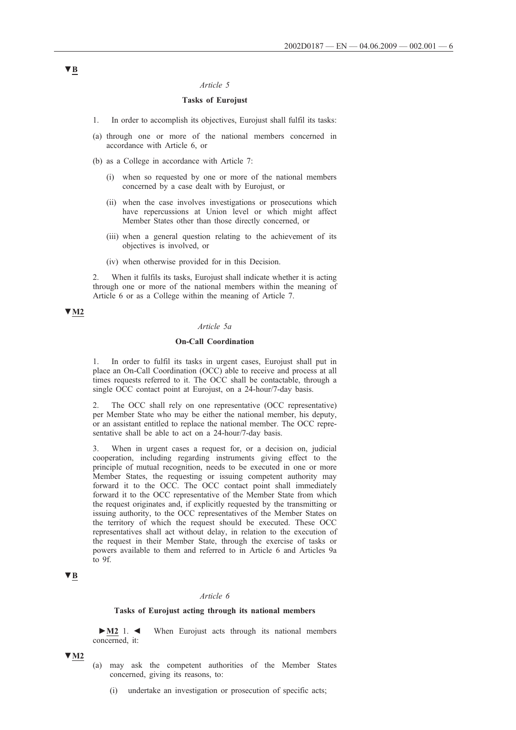▼B

*Article 5*

**Tasks of Eurojust**

1. In order to accomplish its objectives, Eurojust shall fulfil its tasks:

(a) through one or more of the national members concerned in accordance with Article 6, or

(b) as a College in accordance with Article 7:

  (i) when so requested by one or more of the national members concerned by a case dealt with by Eurojust, or

  (ii) when the case involves investigations or prosecutions which have repercussions at Union level or which might affect Member States other than those directly concerned, or

  (iii) when a general question relating to the achievement of its objectives is involved, or

  (iv) when otherwise provided for in this Decision.

2. When it fulfils its tasks, Eurojust shall indicate whether it is acting through one or more of the national members within the meaning of Article 6 or as a College within the meaning of Article 7.

▼M2

*Article 5a*

**On-Call Coordination**

1. In order to fulfil its tasks in urgent cases, Eurojust shall put in place an On-Call Coordination (OCC) able to receive and process at all times requests referred to it. The OCC shall be contactable, through a single OCC contact point at Eurojust, on a 24-hour/7-day basis.

2. The OCC shall rely on one representative (OCC representative) per Member State who may be either the national member, his deputy, or an assistant entitled to replace the national member. The OCC representative shall be able to act on a 24-hour/7-day basis.

3. When in urgent cases a request for, or a decision on, judicial cooperation, including regarding instruments giving effect to the principle of mutual recognition, needs to be executed in one or more Member States, the requesting or issuing competent authority may forward it to the OCC. The OCC contact point shall immediately forward it to the OCC representative of the Member State from which the request originates and, if explicitly requested by the transmitting or issuing authority, to the OCC representatives of the Member States on the territory of which the request should be executed. These OCC representatives shall act without delay, in relation to the execution of the request in their Member State, through the exercise of tasks or powers available to them and referred to in Article 6 and Articles 9a to 9f.

▼B

*Article 6*

**Tasks of Eurojust acting through its national members**

►M2 1. ◄ When Eurojust acts through its national members concerned, it:

▼M2

(a) may ask the competent authorities of the Member States concerned, giving its reasons, to:

  (i) undertake an investigation or prosecution of specific acts;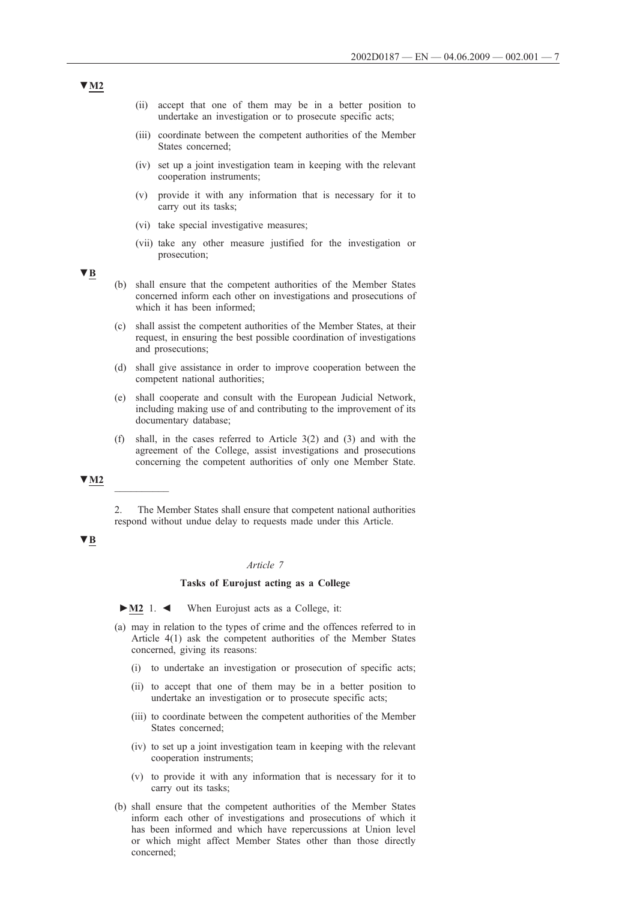▼M2

(ii) accept that one of them may be in a better position to undertake an investigation or to prosecute specific acts;

(iii) coordinate between the competent authorities of the Member States concerned;

(iv) set up a joint investigation team in keeping with the relevant cooperation instruments;

(v) provide it with any information that is necessary for it to carry out its tasks;

(vi) take special investigative measures;

(vii) take any other measure justified for the investigation or prosecution;

▼B

(b) shall ensure that the competent authorities of the Member States concerned inform each other on investigations and prosecutions of which it has been informed;

(c) shall assist the competent authorities of the Member States, at their request, in ensuring the best possible coordination of investigations and prosecutions;

(d) shall give assistance in order to improve cooperation between the competent national authorities;

(e) shall cooperate and consult with the European Judicial Network, including making use of and contributing to the improvement of its documentary database;

(f) shall, in the cases referred to Article 3(2) and (3) and with the agreement of the College, assist investigations and prosecutions concerning the competent authorities of only one Member State.

▼M2

---

2. The Member States shall ensure that competent national authorities respond without undue delay to requests made under this Article.

▼B

*Article 7*

**Tasks of Eurojust acting as a College**

►M2 1. ◄ When Eurojust acts as a College, it:

(a) may in relation to the types of crime and the offences referred to in Article 4(1) ask the competent authorities of the Member States concerned, giving its reasons:

(i) to undertake an investigation or prosecution of specific acts;

(ii) to accept that one of them may be in a better position to undertake an investigation or to prosecute specific acts;

(iii) to coordinate between the competent authorities of the Member States concerned;

(iv) to set up a joint investigation team in keeping with the relevant cooperation instruments;

(v) to provide it with any information that is necessary for it to carry out its tasks;

(b) shall ensure that the competent authorities of the Member States inform each other of investigations and prosecutions of which it has been informed and which have repercussions at Union level or which might affect Member States other than those directly concerned;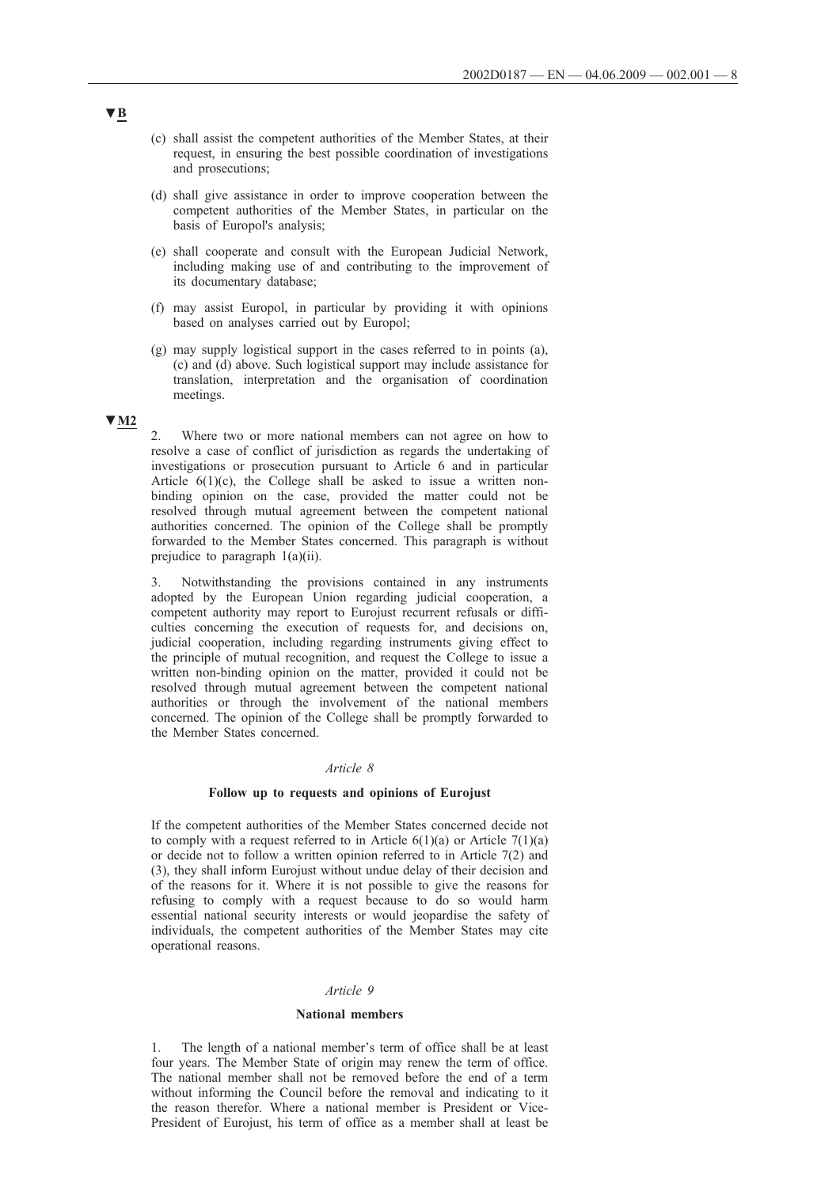▼B

(c) shall assist the competent authorities of the Member States, at their request, in ensuring the best possible coordination of investigations and prosecutions;

(d) shall give assistance in order to improve cooperation between the competent authorities of the Member States, in particular on the basis of Europol's analysis;

(e) shall cooperate and consult with the European Judicial Network, including making use of and contributing to the improvement of its documentary database;

(f) may assist Europol, in particular by providing it with opinions based on analyses carried out by Europol;

(g) may supply logistical support in the cases referred to in points (a), (c) and (d) above. Such logistical support may include assistance for translation, interpretation and the organisation of coordination meetings.

▼M2

2. Where two or more national members can not agree on how to resolve a case of conflict of jurisdiction as regards the undertaking of investigations or prosecution pursuant to Article 6 and in particular Article 6(1)(c), the College shall be asked to issue a written non-binding opinion on the case, provided the matter could not be resolved through mutual agreement between the competent national authorities concerned. The opinion of the College shall be promptly forwarded to the Member States concerned. This paragraph is without prejudice to paragraph 1(a)(ii).

3. Notwithstanding the provisions contained in any instruments adopted by the European Union regarding judicial cooperation, a competent authority may report to Eurojust recurrent refusals or difficulties concerning the execution of requests for, and decisions on, judicial cooperation, including regarding instruments giving effect to the principle of mutual recognition, and request the College to issue a written non-binding opinion on the matter, provided it could not be resolved through mutual agreement between the competent national authorities or through the involvement of the national members concerned. The opinion of the College shall be promptly forwarded to the Member States concerned.

*Article 8*

**Follow up to requests and opinions of Eurojust**

If the competent authorities of the Member States concerned decide not to comply with a request referred to in Article 6(1)(a) or Article 7(1)(a) or decide not to follow a written opinion referred to in Article 7(2) and (3), they shall inform Eurojust without undue delay of their decision and of the reasons for it. Where it is not possible to give the reasons for refusing to comply with a request because to do so would harm essential national security interests or would jeopardise the safety of individuals, the competent authorities of the Member States may cite operational reasons.

*Article 9*

**National members**

1. The length of a national member's term of office shall be at least four years. The Member State of origin may renew the term of office. The national member shall not be removed before the end of a term without informing the Council before the removal and indicating to it the reason therefor. Where a national member is President or Vice-President of Eurojust, his term of office as a member shall at least be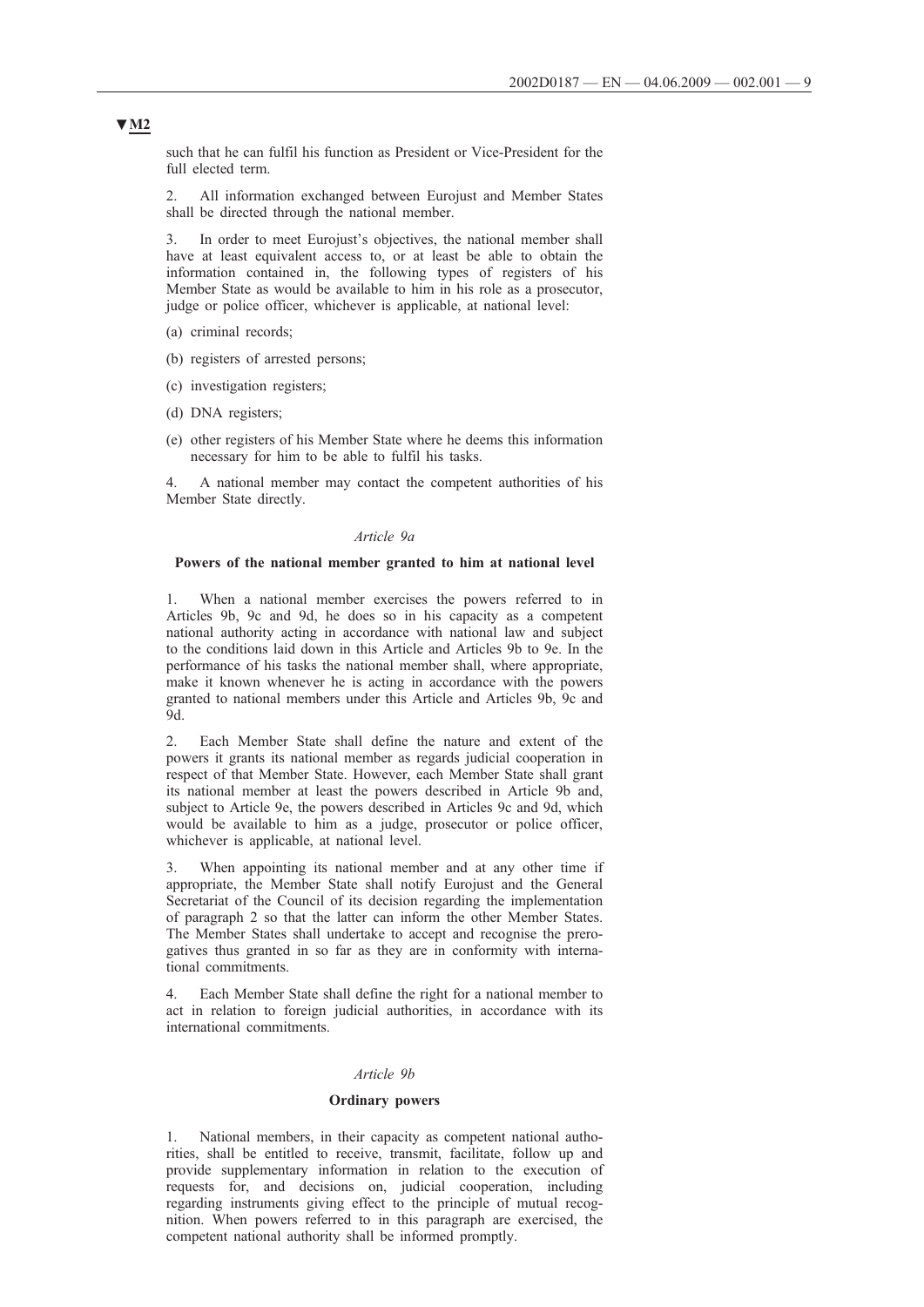▼M2

such that he can fulfil his function as President or Vice-President for the full elected term.

2. All information exchanged between Eurojust and Member States shall be directed through the national member.

3. In order to meet Eurojust's objectives, the national member shall have at least equivalent access to, or at least be able to obtain the information contained in, the following types of registers of his Member State as would be available to him in his role as a prosecutor, judge or police officer, whichever is applicable, at national level:

(a) criminal records;

(b) registers of arrested persons;

(c) investigation registers;

(d) DNA registers;

(e) other registers of his Member State where he deems this information necessary for him to be able to fulfil his tasks.

4. A national member may contact the competent authorities of his Member State directly.

*Article 9a*

**Powers of the national member granted to him at national level**

1. When a national member exercises the powers referred to in Articles 9b, 9c and 9d, he does so in his capacity as a competent national authority acting in accordance with national law and subject to the conditions laid down in this Article and Articles 9b to 9e. In the performance of his tasks the national member shall, where appropriate, make it known whenever he is acting in accordance with the powers granted to national members under this Article and Articles 9b, 9c and 9d.

2. Each Member State shall define the nature and extent of the powers it grants its national member as regards judicial cooperation in respect of that Member State. However, each Member State shall grant its national member at least the powers described in Article 9b and, subject to Article 9e, the powers described in Articles 9c and 9d, which would be available to him as a judge, prosecutor or police officer, whichever is applicable, at national level.

3. When appointing its national member and at any other time if appropriate, the Member State shall notify Eurojust and the General Secretariat of the Council of its decision regarding the implementation of paragraph 2 so that the latter can inform the other Member States. The Member States shall undertake to accept and recognise the prerogatives thus granted in so far as they are in conformity with international commitments.

4. Each Member State shall define the right for a national member to act in relation to foreign judicial authorities, in accordance with its international commitments.

*Article 9b*

**Ordinary powers**

1. National members, in their capacity as competent national authorities, shall be entitled to receive, transmit, facilitate, follow up and provide supplementary information in relation to the execution of requests for, and decisions on, judicial cooperation, including regarding instruments giving effect to the principle of mutual recognition. When powers referred to in this paragraph are exercised, the competent national authority shall be informed promptly.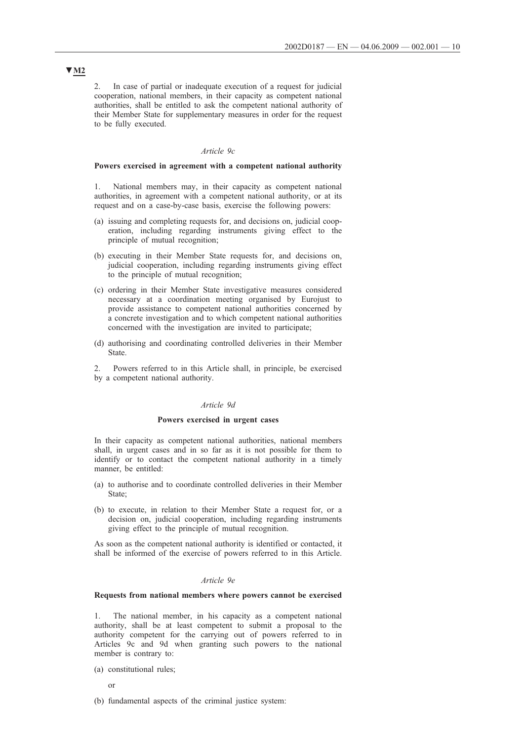▼M2

2. In case of partial or inadequate execution of a request for judicial cooperation, national members, in their capacity as competent national authorities, shall be entitled to ask the competent national authority of their Member State for supplementary measures in order for the request to be fully executed.

*Article 9c*

**Powers exercised in agreement with a competent national authority**

1. National members may, in their capacity as competent national authorities, in agreement with a competent national authority, or at its request and on a case-by-case basis, exercise the following powers:

(a) issuing and completing requests for, and decisions on, judicial cooperation, including regarding instruments giving effect to the principle of mutual recognition;

(b) executing in their Member State requests for, and decisions on, judicial cooperation, including regarding instruments giving effect to the principle of mutual recognition;

(c) ordering in their Member State investigative measures considered necessary at a coordination meeting organised by Eurojust to provide assistance to competent national authorities concerned by a concrete investigation and to which competent national authorities concerned with the investigation are invited to participate;

(d) authorising and coordinating controlled deliveries in their Member State.

2. Powers referred to in this Article shall, in principle, be exercised by a competent national authority.

*Article 9d*

**Powers exercised in urgent cases**

In their capacity as competent national authorities, national members shall, in urgent cases and in so far as it is not possible for them to identify or to contact the competent national authority in a timely manner, be entitled:

(a) to authorise and to coordinate controlled deliveries in their Member State;

(b) to execute, in relation to their Member State a request for, or a decision on, judicial cooperation, including regarding instruments giving effect to the principle of mutual recognition.

As soon as the competent national authority is identified or contacted, it shall be informed of the exercise of powers referred to in this Article.

*Article 9e*

**Requests from national members where powers cannot be exercised**

1. The national member, in his capacity as a competent national authority, shall be at least competent to submit a proposal to the authority competent for the carrying out of powers referred to in Articles 9c and 9d when granting such powers to the national member is contrary to:

(a) constitutional rules;

or

(b) fundamental aspects of the criminal justice system: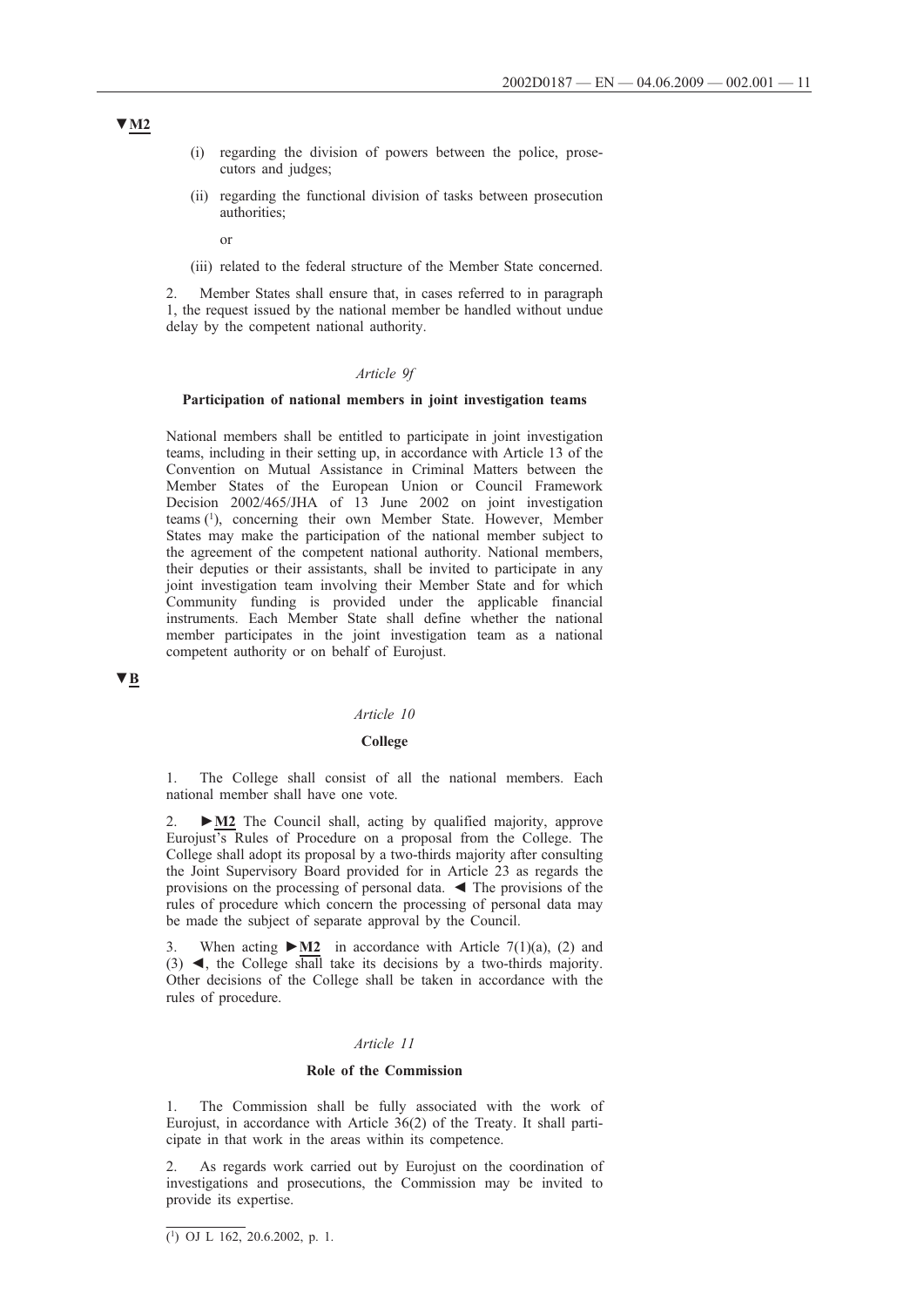▼M2

(i) regarding the division of powers between the police, prosecutors and judges;

(ii) regarding the functional division of tasks between prosecution authorities;

or

(iii) related to the federal structure of the Member State concerned.

2. Member States shall ensure that, in cases referred to in paragraph 1, the request issued by the national member be handled without undue delay by the competent national authority.

*Article 9f*

**Participation of national members in joint investigation teams**

National members shall be entitled to participate in joint investigation teams, including in their setting up, in accordance with Article 13 of the Convention on Mutual Assistance in Criminal Matters between the Member States of the European Union or Council Framework Decision 2002/465/JHA of 13 June 2002 on joint investigation teams [1], concerning their own Member State. However, Member States may make the participation of the national member subject to the agreement of the competent national authority. National members, their deputies or their assistants, shall be invited to participate in any joint investigation team involving their Member State and for which Community funding is provided under the applicable financial instruments. Each Member State shall define whether the national member participates in the joint investigation team as a national competent authority or on behalf of Eurojust.

▼B

*Article 10*

**College**

1. The College shall consist of all the national members. Each national member shall have one vote.

2. ►M2 The Council shall, acting by qualified majority, approve Eurojust's Rules of Procedure on a proposal from the College. The College shall adopt its proposal by a two-thirds majority after consulting the Joint Supervisory Board provided for in Article 23 as regards the provisions on the processing of personal data. ◄ The provisions of the rules of procedure which concern the processing of personal data may be made the subject of separate approval by the Council.

3. When acting ►M2 in accordance with Article 7(1)(a), (2) and (3) ◄, the College shall take its decisions by a two-thirds majority. Other decisions of the College shall be taken in accordance with the rules of procedure.

*Article 11*

**Role of the Commission**

1. The Commission shall be fully associated with the work of Eurojust, in accordance with Article 36(2) of the Treaty. It shall participate in that work in the areas within its competence.

2. As regards work carried out by Eurojust on the coordination of investigations and prosecutions, the Commission may be invited to provide its expertise.

---

[1] OJ L 162, 20.6.2002, p. 1.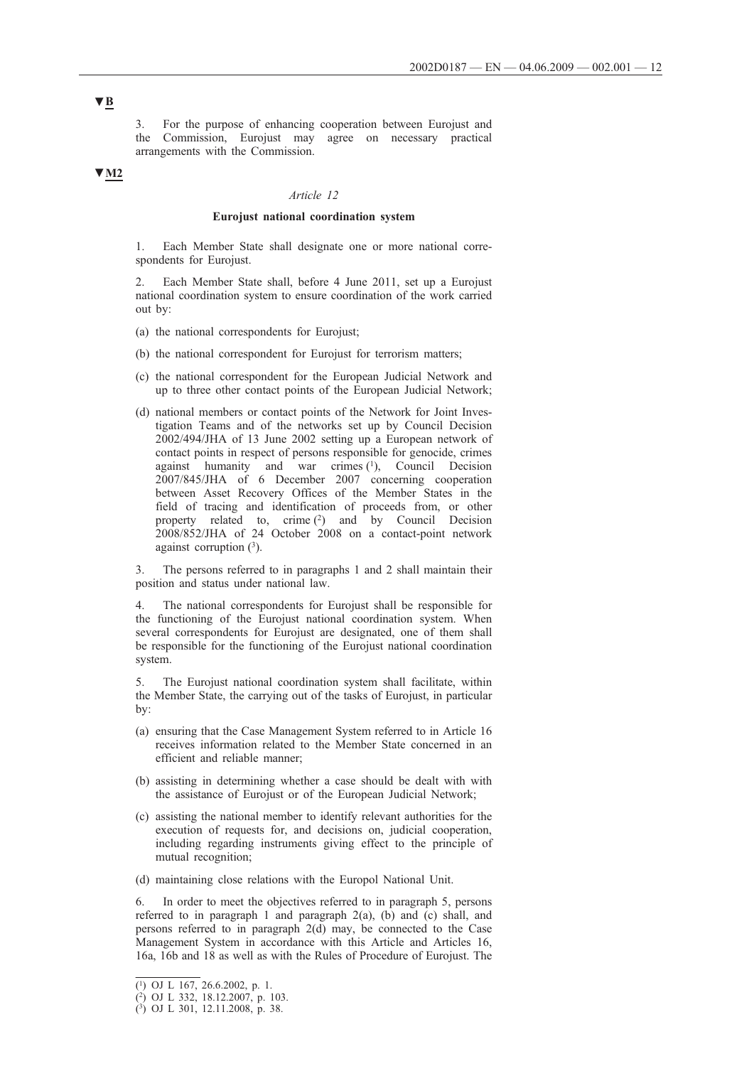▼B

3. For the purpose of enhancing cooperation between Eurojust and the Commission, Eurojust may agree on necessary practical arrangements with the Commission.

▼M2

*Article 12*

**Eurojust national coordination system**

1. Each Member State shall designate one or more national correspondents for Eurojust.

2. Each Member State shall, before 4 June 2011, set up a Eurojust national coordination system to ensure coordination of the work carried out by:

(a) the national correspondents for Eurojust;

(b) the national correspondent for Eurojust for terrorism matters;

(c) the national correspondent for the European Judicial Network and up to three other contact points of the European Judicial Network;

(d) national members or contact points of the Network for Joint Investigation Teams and of the networks set up by Council Decision 2002/494/JHA of 13 June 2002 setting up a European network of contact points in respect of persons responsible for genocide, crimes against humanity and war crimes [1], Council Decision 2007/845/JHA of 6 December 2007 concerning cooperation between Asset Recovery Offices of the Member States in the field of tracing and identification of proceeds from, or other property related to, crime [2] and by Council Decision 2008/852/JHA of 24 October 2008 on a contact-point network against corruption [3].

3. The persons referred to in paragraphs 1 and 2 shall maintain their position and status under national law.

4. The national correspondents for Eurojust shall be responsible for the functioning of the Eurojust national coordination system. When several correspondents for Eurojust are designated, one of them shall be responsible for the functioning of the Eurojust national coordination system.

5. The Eurojust national coordination system shall facilitate, within the Member State, the carrying out of the tasks of Eurojust, in particular by:

(a) ensuring that the Case Management System referred to in Article 16 receives information related to the Member State concerned in an efficient and reliable manner;

(b) assisting in determining whether a case should be dealt with with the assistance of Eurojust or of the European Judicial Network;

(c) assisting the national member to identify relevant authorities for the execution of requests for, and decisions on, judicial cooperation, including regarding instruments giving effect to the principle of mutual recognition;

(d) maintaining close relations with the Europol National Unit.

6. In order to meet the objectives referred to in paragraph 5, persons referred to in paragraph 1 and paragraph 2(a), (b) and (c) shall, and persons referred to in paragraph 2(d) may, be connected to the Case Management System in accordance with this Article and Articles 16, 16a, 16b and 18 as well as with the Rules of Procedure of Eurojust. The

---

[1] OJ L 167, 26.6.2002, p. 1.

[2] OJ L 332, 18.12.2007, p. 103.

[3] OJ L 301, 12.11.2008, p. 38.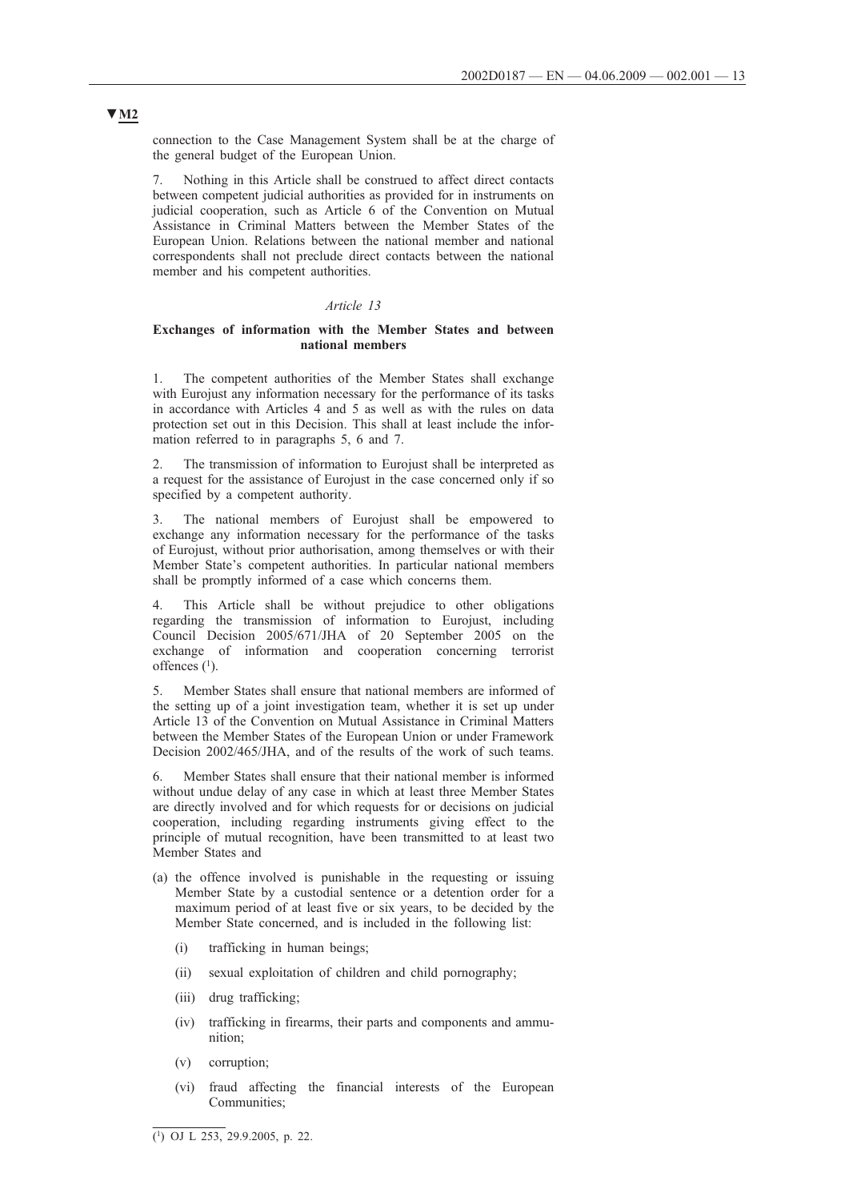▼M2

connection to the Case Management System shall be at the charge of the general budget of the European Union.

7. Nothing in this Article shall be construed to affect direct contacts between competent judicial authorities as provided for in instruments on judicial cooperation, such as Article 6 of the Convention on Mutual Assistance in Criminal Matters between the Member States of the European Union. Relations between the national member and national correspondents shall not preclude direct contacts between the national member and his competent authorities.

*Article 13*

**Exchanges of information with the Member States and between national members**

1. The competent authorities of the Member States shall exchange with Eurojust any information necessary for the performance of its tasks in accordance with Articles 4 and 5 as well as with the rules on data protection set out in this Decision. This shall at least include the information referred to in paragraphs 5, 6 and 7.

2. The transmission of information to Eurojust shall be interpreted as a request for the assistance of Eurojust in the case concerned only if so specified by a competent authority.

3. The national members of Eurojust shall be empowered to exchange any information necessary for the performance of the tasks of Eurojust, without prior authorisation, among themselves or with their Member State's competent authorities. In particular national members shall be promptly informed of a case which concerns them.

4. This Article shall be without prejudice to other obligations regarding the transmission of information to Eurojust, including Council Decision 2005/671/JHA of 20 September 2005 on the exchange of information and cooperation concerning terrorist offences [1].

5. Member States shall ensure that national members are informed of the setting up of a joint investigation team, whether it is set up under Article 13 of the Convention on Mutual Assistance in Criminal Matters between the Member States of the European Union or under Framework Decision 2002/465/JHA, and of the results of the work of such teams.

6. Member States shall ensure that their national member is informed without undue delay of any case in which at least three Member States are directly involved and for which requests for or decisions on judicial cooperation, including regarding instruments giving effect to the principle of mutual recognition, have been transmitted to at least two Member States and

(a) the offence involved is punishable in the requesting or issuing Member State by a custodial sentence or a detention order for a maximum period of at least five or six years, to be decided by the Member State concerned, and is included in the following list:

   (i) trafficking in human beings;

   (ii) sexual exploitation of children and child pornography;

   (iii) drug trafficking;

   (iv) trafficking in firearms, their parts and components and ammunition;

   (v) corruption;

   (vi) fraud affecting the financial interests of the European Communities;

---

[1] OJ L 253, 29.9.2005, p. 22.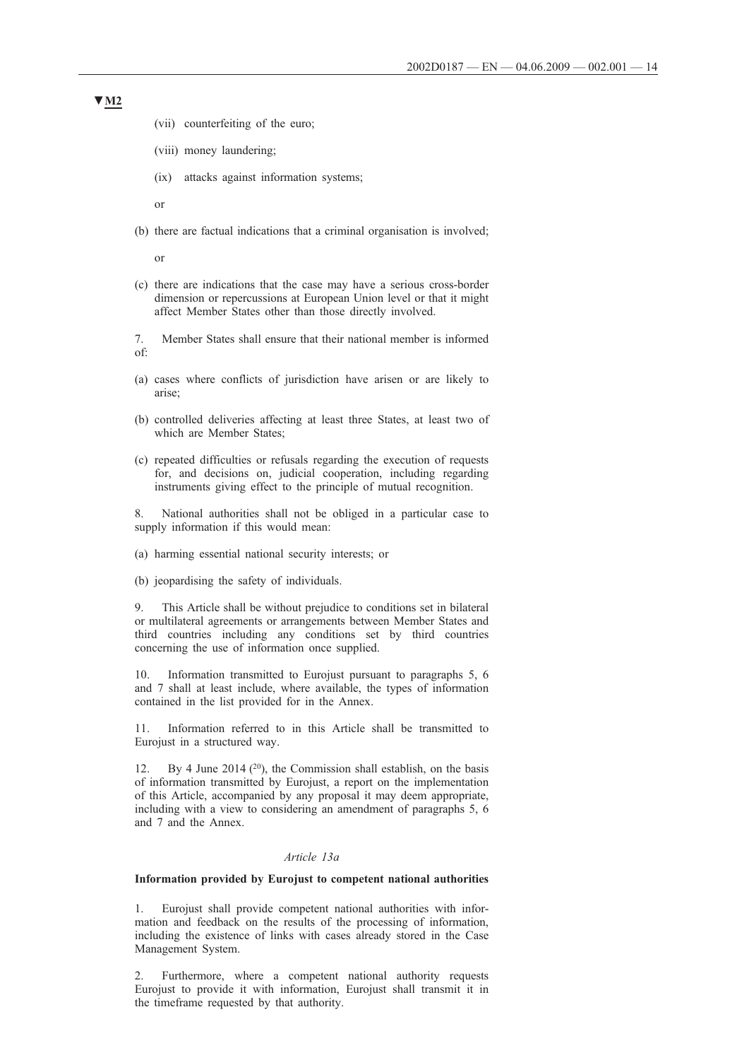▼M2

(vii) counterfeiting of the euro;

(viii) money laundering;

(ix) attacks against information systems;

or

(b) there are factual indications that a criminal organisation is involved;

or

(c) there are indications that the case may have a serious cross-border dimension or repercussions at European Union level or that it might affect Member States other than those directly involved.

7. Member States shall ensure that their national member is informed of:

(a) cases where conflicts of jurisdiction have arisen or are likely to arise;

(b) controlled deliveries affecting at least three States, at least two of which are Member States;

(c) repeated difficulties or refusals regarding the execution of requests for, and decisions on, judicial cooperation, including regarding instruments giving effect to the principle of mutual recognition.

8. National authorities shall not be obliged in a particular case to supply information if this would mean:

(a) harming essential national security interests; or

(b) jeopardising the safety of individuals.

9. This Article shall be without prejudice to conditions set in bilateral or multilateral agreements or arrangements between Member States and third countries including any conditions set by third countries concerning the use of information once supplied.

10. Information transmitted to Eurojust pursuant to paragraphs 5, 6 and 7 shall at least include, where available, the types of information contained in the list provided for in the Annex.

11. Information referred to in this Article shall be transmitted to Eurojust in a structured way.

12. By 4 June 2014 [20], the Commission shall establish, on the basis of information transmitted by Eurojust, a report on the implementation of this Article, accompanied by any proposal it may deem appropriate, including with a view to considering an amendment of paragraphs 5, 6 and 7 and the Annex.

*Article 13a*

**Information provided by Eurojust to competent national authorities**

1. Eurojust shall provide competent national authorities with information and feedback on the results of the processing of information, including the existence of links with cases already stored in the Case Management System.

2. Furthermore, where a competent national authority requests Eurojust to provide it with information, Eurojust shall transmit it in the timeframe requested by that authority.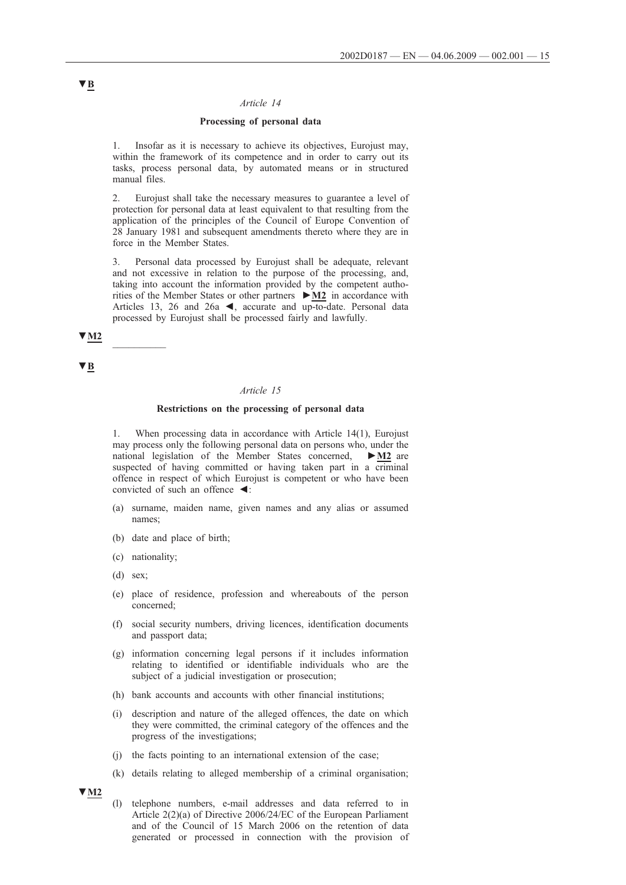▼B

*Article 14*

**Processing of personal data**

1. Insofar as it is necessary to achieve its objectives, Eurojust may, within the framework of its competence and in order to carry out its tasks, process personal data, by automated means or in structured manual files.

2. Eurojust shall take the necessary measures to guarantee a level of protection for personal data at least equivalent to that resulting from the application of the principles of the Council of Europe Convention of 28 January 1981 and subsequent amendments thereto where they are in force in the Member States.

3. Personal data processed by Eurojust shall be adequate, relevant and not excessive in relation to the purpose of the processing, and, taking into account the information provided by the competent authorities of the Member States or other partners ►M2 in accordance with Articles 13, 26 and 26a ◄, accurate and up-to-date. Personal data processed by Eurojust shall be processed fairly and lawfully.

▼M2

__________

▼B

*Article 15*

**Restrictions on the processing of personal data**

1. When processing data in accordance with Article 14(1), Eurojust may process only the following personal data on persons who, under the national legislation of the Member States concerned, ►M2 are suspected of having committed or having taken part in a criminal offence in respect of which Eurojust is competent or who have been convicted of such an offence ◄:

(a) surname, maiden name, given names and any alias or assumed names;

(b) date and place of birth;

(c) nationality;

(d) sex;

(e) place of residence, profession and whereabouts of the person concerned;

(f) social security numbers, driving licences, identification documents and passport data;

(g) information concerning legal persons if it includes information relating to identified or identifiable individuals who are the subject of a judicial investigation or prosecution;

(h) bank accounts and accounts with other financial institutions;

(i) description and nature of the alleged offences, the date on which they were committed, the criminal category of the offences and the progress of the investigations;

(j) the facts pointing to an international extension of the case;

(k) details relating to alleged membership of a criminal organisation;

▼M2

(l) telephone numbers, e-mail addresses and data referred to in Article 2(2)(a) of Directive 2006/24/EC of the European Parliament and of the Council of 15 March 2006 on the retention of data generated or processed in connection with the provision of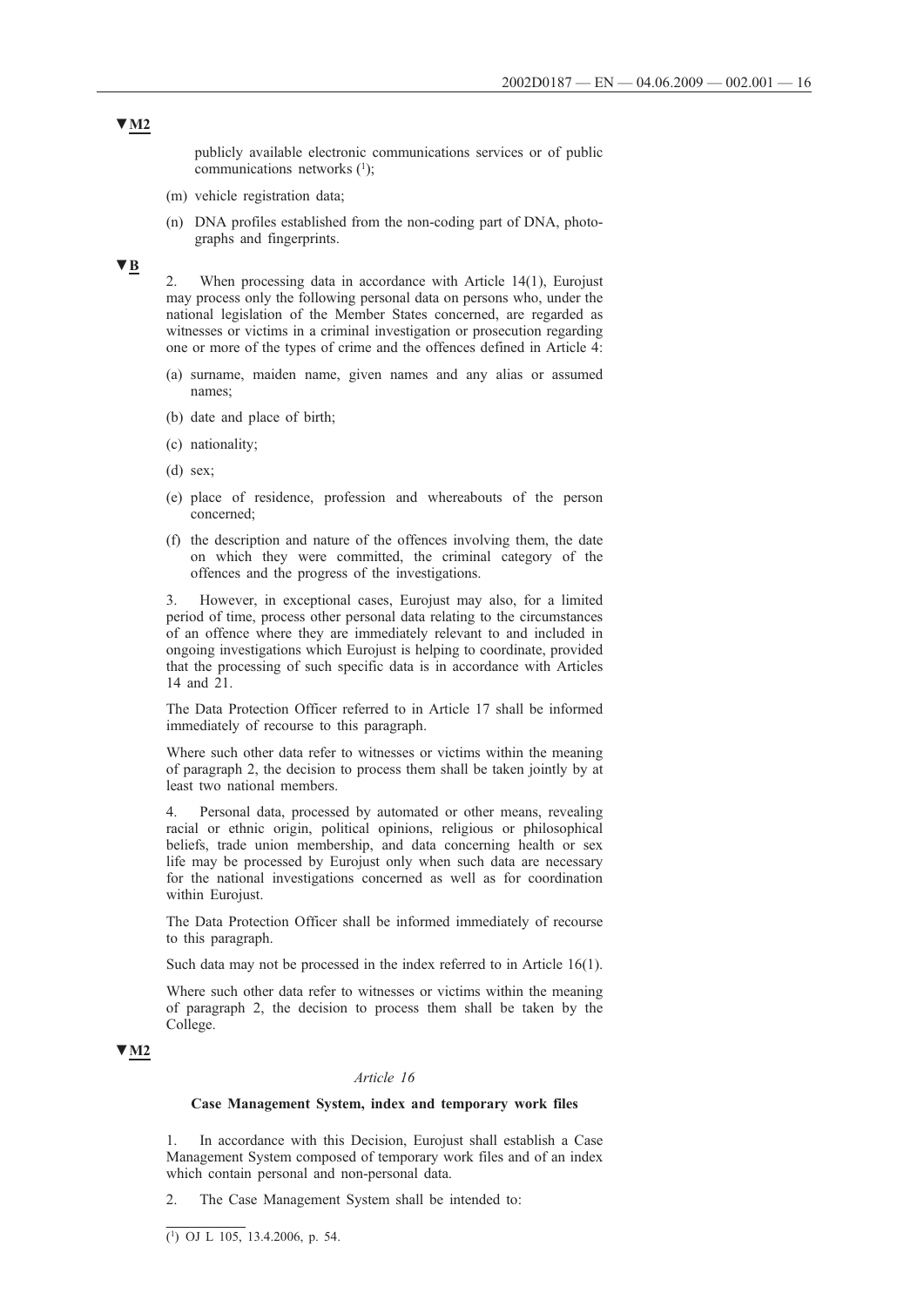▼M2

publicly available electronic communications services or of public communications networks [1];

(m) vehicle registration data;

(n) DNA profiles established from the non-coding part of DNA, photographs and fingerprints.

▼B

2. When processing data in accordance with Article 14(1), Eurojust may process only the following personal data on persons who, under the national legislation of the Member States concerned, are regarded as witnesses or victims in a criminal investigation or prosecution regarding one or more of the types of crime and the offences defined in Article 4:

(a) surname, maiden name, given names and any alias or assumed names;

(b) date and place of birth;

(c) nationality;

(d) sex;

(e) place of residence, profession and whereabouts of the person concerned;

(f) the description and nature of the offences involving them, the date on which they were committed, the criminal category of the offences and the progress of the investigations.

3. However, in exceptional cases, Eurojust may also, for a limited period of time, process other personal data relating to the circumstances of an offence where they are immediately relevant to and included in ongoing investigations which Eurojust is helping to coordinate, provided that the processing of such specific data is in accordance with Articles 14 and 21.

The Data Protection Officer referred to in Article 17 shall be informed immediately of recourse to this paragraph.

Where such other data refer to witnesses or victims within the meaning of paragraph 2, the decision to process them shall be taken jointly by at least two national members.

4. Personal data, processed by automated or other means, revealing racial or ethnic origin, political opinions, religious or philosophical beliefs, trade union membership, and data concerning health or sex life may be processed by Eurojust only when such data are necessary for the national investigations concerned as well as for coordination within Eurojust.

The Data Protection Officer shall be informed immediately of recourse to this paragraph.

Such data may not be processed in the index referred to in Article 16(1).

Where such other data refer to witnesses or victims within the meaning of paragraph 2, the decision to process them shall be taken by the College.

▼M2

*Article 16*

**Case Management System, index and temporary work files**

1. In accordance with this Decision, Eurojust shall establish a Case Management System composed of temporary work files and of an index which contain personal and non-personal data.

2. The Case Management System shall be intended to:

---

[1] OJ L 105, 13.4.2006, p. 54.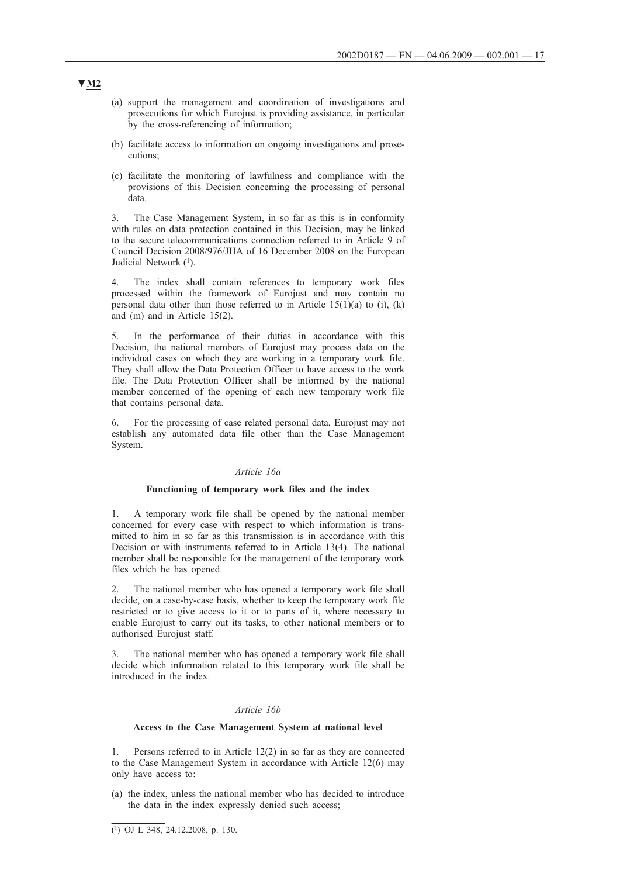▼M2

(a) support the management and coordination of investigations and prosecutions for which Eurojust is providing assistance, in particular by the cross-referencing of information;

(b) facilitate access to information on ongoing investigations and prosecutions;

(c) facilitate the monitoring of lawfulness and compliance with the provisions of this Decision concerning the processing of personal data.

3. The Case Management System, in so far as this is in conformity with rules on data protection contained in this Decision, may be linked to the secure telecommunications connection referred to in Article 9 of Council Decision 2008/976/JHA of 16 December 2008 on the European Judicial Network [1].

4. The index shall contain references to temporary work files processed within the framework of Eurojust and may contain no personal data other than those referred to in Article 15(1)(a) to (i), (k) and (m) and in Article 15(2).

5. In the performance of their duties in accordance with this Decision, the national members of Eurojust may process data on the individual cases on which they are working in a temporary work file. They shall allow the Data Protection Officer to have access to the work file. The Data Protection Officer shall be informed by the national member concerned of the opening of each new temporary work file that contains personal data.

6. For the processing of case related personal data, Eurojust may not establish any automated data file other than the Case Management System.

*Article 16a*

**Functioning of temporary work files and the index**

1. A temporary work file shall be opened by the national member concerned for every case with respect to which information is transmitted to him in so far as this transmission is in accordance with this Decision or with instruments referred to in Article 13(4). The national member shall be responsible for the management of the temporary work files which he has opened.

2. The national member who has opened a temporary work file shall decide, on a case-by-case basis, whether to keep the temporary work file restricted or to give access to it or to parts of it, where necessary to enable Eurojust to carry out its tasks, to other national members or to authorised Eurojust staff.

3. The national member who has opened a temporary work file shall decide which information related to this temporary work file shall be introduced in the index.

*Article 16b*

**Access to the Case Management System at national level**

1. Persons referred to in Article 12(2) in so far as they are connected to the Case Management System in accordance with Article 12(6) may only have access to:

(a) the index, unless the national member who has decided to introduce the data in the index expressly denied such access;

---

[1] OJ L 348, 24.12.2008, p. 130.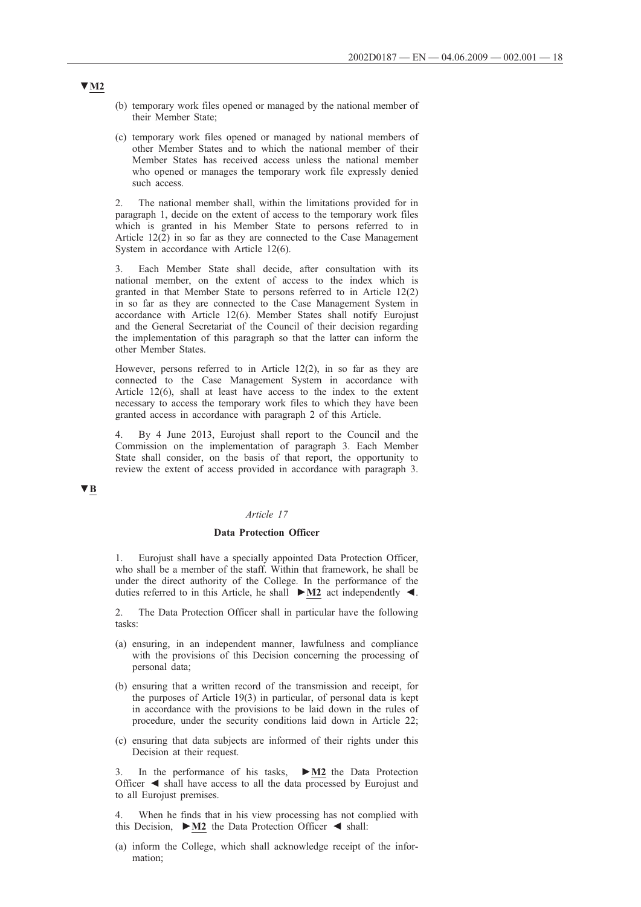▼M2

(b) temporary work files opened or managed by the national member of their Member State;

(c) temporary work files opened or managed by national members of other Member States and to which the national member of their Member States has received access unless the national member who opened or manages the temporary work file expressly denied such access.

2. The national member shall, within the limitations provided for in paragraph 1, decide on the extent of access to the temporary work files which is granted in his Member State to persons referred to in Article 12(2) in so far as they are connected to the Case Management System in accordance with Article 12(6).

3. Each Member State shall decide, after consultation with its national member, on the extent of access to the index which is granted in that Member State to persons referred to in Article 12(2) in so far as they are connected to the Case Management System in accordance with Article 12(6). Member States shall notify Eurojust and the General Secretariat of the Council of their decision regarding the implementation of this paragraph so that the latter can inform the other Member States.

However, persons referred to in Article 12(2), in so far as they are connected to the Case Management System in accordance with Article 12(6), shall at least have access to the index to the extent necessary to access the temporary work files to which they have been granted access in accordance with paragraph 2 of this Article.

4. By 4 June 2013, Eurojust shall report to the Council and the Commission on the implementation of paragraph 3. Each Member State shall consider, on the basis of that report, the opportunity to review the extent of access provided in accordance with paragraph 3.

▼B

*Article 17*

**Data Protection Officer**

1. Eurojust shall have a specially appointed Data Protection Officer, who shall be a member of the staff. Within that framework, he shall be under the direct authority of the College. In the performance of the duties referred to in this Article, he shall ►M2 act independently ◄.

2. The Data Protection Officer shall in particular have the following tasks:

(a) ensuring, in an independent manner, lawfulness and compliance with the provisions of this Decision concerning the processing of personal data;

(b) ensuring that a written record of the transmission and receipt, for the purposes of Article 19(3) in particular, of personal data is kept in accordance with the provisions to be laid down in the rules of procedure, under the security conditions laid down in Article 22;

(c) ensuring that data subjects are informed of their rights under this Decision at their request.

3. In the performance of his tasks, ►M2 the Data Protection Officer ◄ shall have access to all the data processed by Eurojust and to all Eurojust premises.

4. When he finds that in his view processing has not complied with this Decision, ►M2 the Data Protection Officer ◄ shall:

(a) inform the College, which shall acknowledge receipt of the information;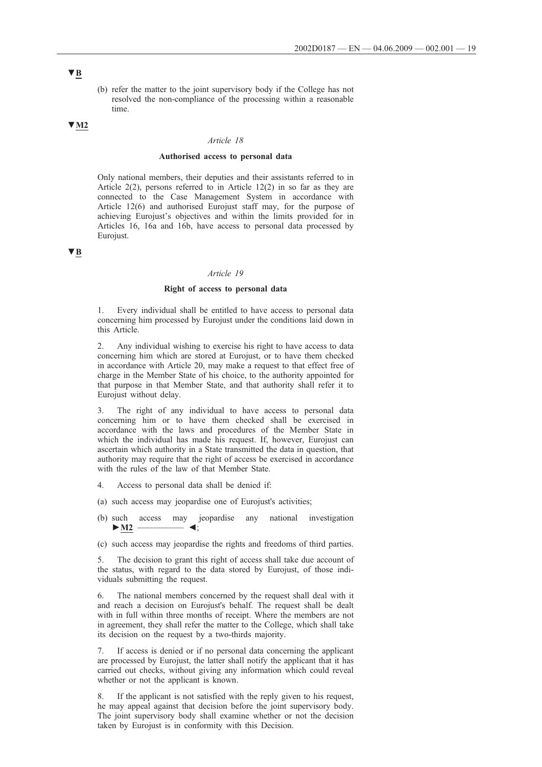▼B

(b) refer the matter to the joint supervisory body if the College has not resolved the non-compliance of the processing within a reasonable time.

▼M2

*Article 18*

**Authorised access to personal data**

Only national members, their deputies and their assistants referred to in Article 2(2), persons referred to in Article 12(2) in so far as they are connected to the Case Management System in accordance with Article 12(6) and authorised Eurojust staff may, for the purpose of achieving Eurojust's objectives and within the limits provided for in Articles 16, 16a and 16b, have access to personal data processed by Eurojust.

▼B

*Article 19*

**Right of access to personal data**

1. Every individual shall be entitled to have access to personal data concerning him processed by Eurojust under the conditions laid down in this Article.

2. Any individual wishing to exercise his right to have access to data concerning him which are stored at Eurojust, or to have them checked in accordance with Article 20, may make a request to that effect free of charge in the Member State of his choice, to the authority appointed for that purpose in that Member State, and that authority shall refer it to Eurojust without delay.

3. The right of any individual to have access to personal data concerning him or to have them checked shall be exercised in accordance with the laws and procedures of the Member State in which the individual has made his request. If, however, Eurojust can ascertain which authority in a State transmitted the data in question, that authority may require that the right of access be exercised in accordance with the rules of the law of that Member State.

4. Access to personal data shall be denied if:

(a) such access may jeopardise one of Eurojust's activities;

(b) such access may jeopardise any national investigation ►M2 ————— ◄;

(c) such access may jeopardise the rights and freedoms of third parties.

5. The decision to grant this right of access shall take due account of the status, with regard to the data stored by Eurojust, of those individuals submitting the request.

6. The national members concerned by the request shall deal with it and reach a decision on Eurojust's behalf. The request shall be dealt with in full within three months of receipt. Where the members are not in agreement, they shall refer the matter to the College, which shall take its decision on the request by a two-thirds majority.

7. If access is denied or if no personal data concerning the applicant are processed by Eurojust, the latter shall notify the applicant that it has carried out checks, without giving any information which could reveal whether or not the applicant is known.

8. If the applicant is not satisfied with the reply given to his request, he may appeal against that decision before the joint supervisory body. The joint supervisory body shall examine whether or not the decision taken by Eurojust is in conformity with this Decision.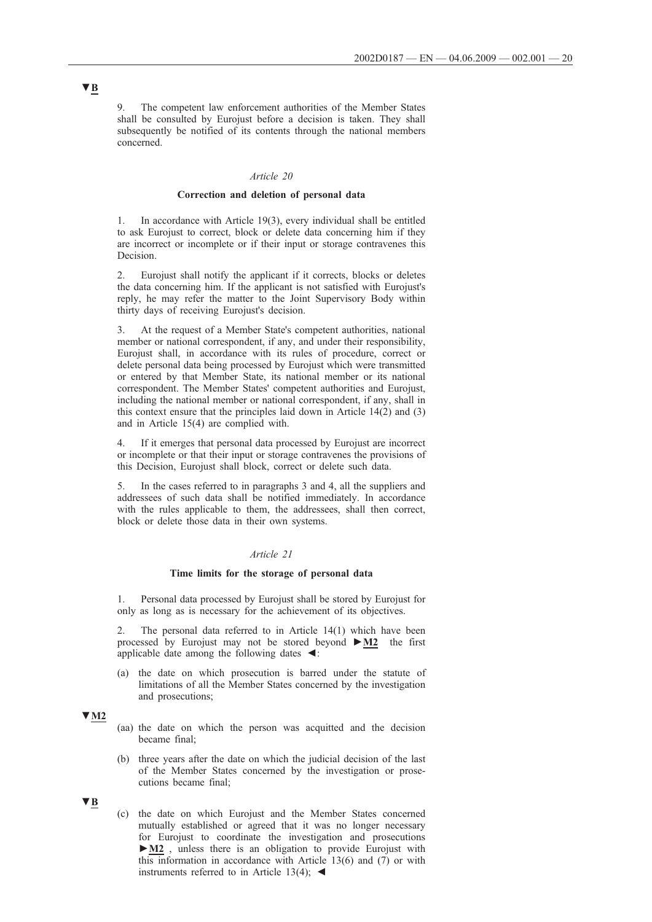▼B

9. The competent law enforcement authorities of the Member States shall be consulted by Eurojust before a decision is taken. They shall subsequently be notified of its contents through the national members concerned.

*Article 20*

**Correction and deletion of personal data**

1. In accordance with Article 19(3), every individual shall be entitled to ask Eurojust to correct, block or delete data concerning him if they are incorrect or incomplete or if their input or storage contravenes this Decision.

2. Eurojust shall notify the applicant if it corrects, blocks or deletes the data concerning him. If the applicant is not satisfied with Eurojust's reply, he may refer the matter to the Joint Supervisory Body within thirty days of receiving Eurojust's decision.

3. At the request of a Member State's competent authorities, national member or national correspondent, if any, and under their responsibility, Eurojust shall, in accordance with its rules of procedure, correct or delete personal data being processed by Eurojust which were transmitted or entered by that Member State, its national member or its national correspondent. The Member States' competent authorities and Eurojust, including the national member or national correspondent, if any, shall in this context ensure that the principles laid down in Article 14(2) and (3) and in Article 15(4) are complied with.

4. If it emerges that personal data processed by Eurojust are incorrect or incomplete or that their input or storage contravenes the provisions of this Decision, Eurojust shall block, correct or delete such data.

5. In the cases referred to in paragraphs 3 and 4, all the suppliers and addressees of such data shall be notified immediately. In accordance with the rules applicable to them, the addressees, shall then correct, block or delete those data in their own systems.

*Article 21*

**Time limits for the storage of personal data**

1. Personal data processed by Eurojust shall be stored by Eurojust for only as long as is necessary for the achievement of its objectives.

2. The personal data referred to in Article 14(1) which have been processed by Eurojust may not be stored beyond ►M2 the first applicable date among the following dates ◄:

(a) the date on which prosecution is barred under the statute of limitations of all the Member States concerned by the investigation and prosecutions;

▼M2

(aa) the date on which the person was acquitted and the decision became final;

(b) three years after the date on which the judicial decision of the last of the Member States concerned by the investigation or prosecutions became final;

▼B

(c) the date on which Eurojust and the Member States concerned mutually established or agreed that it was no longer necessary for Eurojust to coordinate the investigation and prosecutions ►M2 , unless there is an obligation to provide Eurojust with this information in accordance with Article 13(6) and (7) or with instruments referred to in Article 13(4); ◄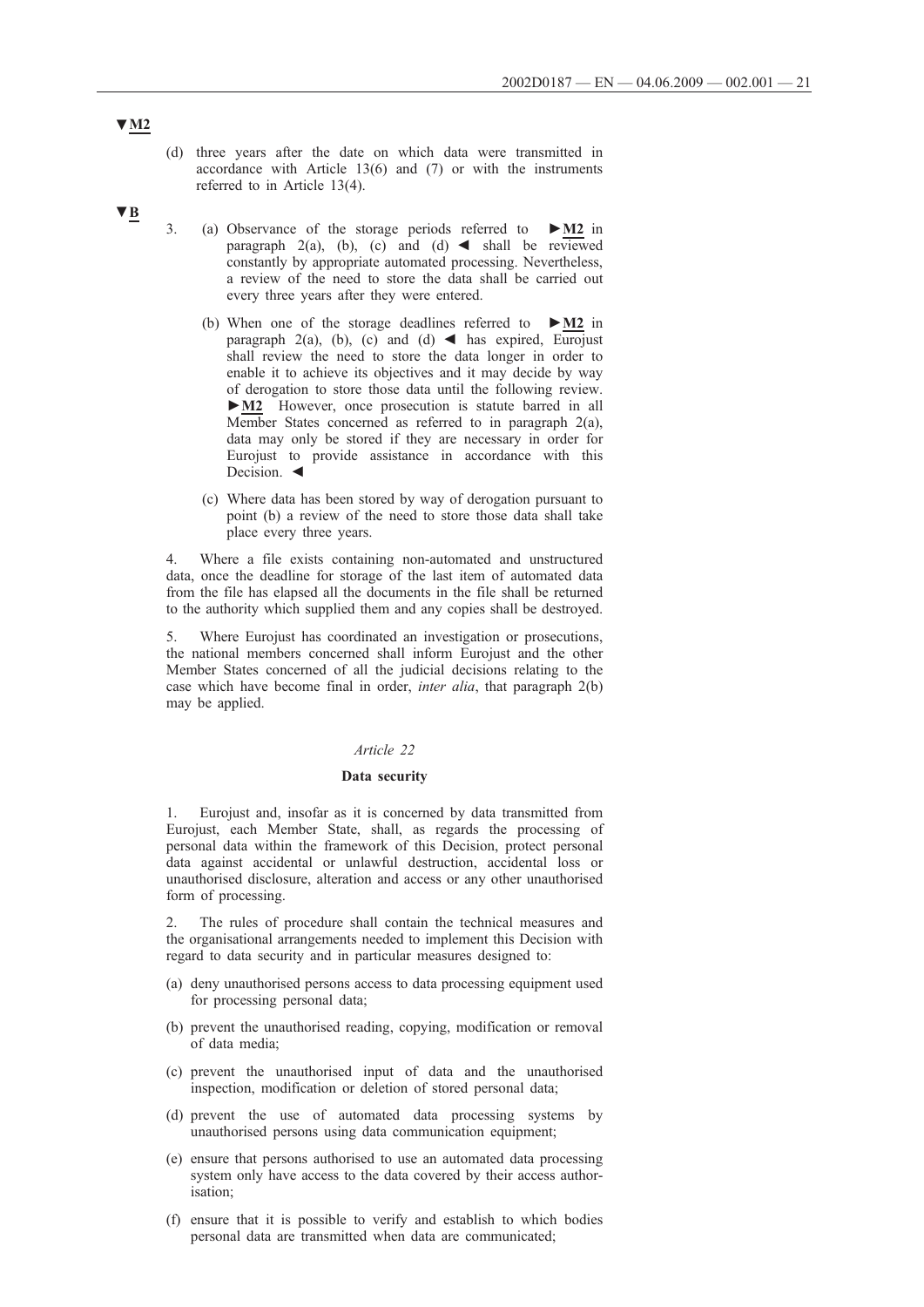▼M2

(d) three years after the date on which data were transmitted in accordance with Article 13(6) and (7) or with the instruments referred to in Article 13(4).

▼B

3. (a) Observance of the storage periods referred to ►M2 in paragraph 2(a), (b), (c) and (d) ◄ shall be reviewed constantly by appropriate automated processing. Nevertheless, a review of the need to store the data shall be carried out every three years after they were entered.

(b) When one of the storage deadlines referred to ►M2 in paragraph 2(a), (b), (c) and (d) ◄ has expired, Eurojust shall review the need to store the data longer in order to enable it to achieve its objectives and it may decide by way of derogation to store those data until the following review. ►M2 However, once prosecution is statute barred in all Member States concerned as referred to in paragraph 2(a), data may only be stored if they are necessary in order for Eurojust to provide assistance in accordance with this Decision. ◄

(c) Where data has been stored by way of derogation pursuant to point (b) a review of the need to store those data shall take place every three years.

4. Where a file exists containing non-automated and unstructured data, once the deadline for storage of the last item of automated data from the file has elapsed all the documents in the file shall be returned to the authority which supplied them and any copies shall be destroyed.

5. Where Eurojust has coordinated an investigation or prosecutions, the national members concerned shall inform Eurojust and the other Member States concerned of all the judicial decisions relating to the case which have become final in order, *inter alia*, that paragraph 2(b) may be applied.

*Article 22*

**Data security**

1. Eurojust and, insofar as it is concerned by data transmitted from Eurojust, each Member State, shall, as regards the processing of personal data within the framework of this Decision, protect personal data against accidental or unlawful destruction, accidental loss or unauthorised disclosure, alteration and access or any other unauthorised form of processing.

2. The rules of procedure shall contain the technical measures and the organisational arrangements needed to implement this Decision with regard to data security and in particular measures designed to:

(a) deny unauthorised persons access to data processing equipment used for processing personal data;

(b) prevent the unauthorised reading, copying, modification or removal of data media;

(c) prevent the unauthorised input of data and the unauthorised inspection, modification or deletion of stored personal data;

(d) prevent the use of automated data processing systems by unauthorised persons using data communication equipment;

(e) ensure that persons authorised to use an automated data processing system only have access to the data covered by their access authorisation;

(f) ensure that it is possible to verify and establish to which bodies personal data are transmitted when data are communicated;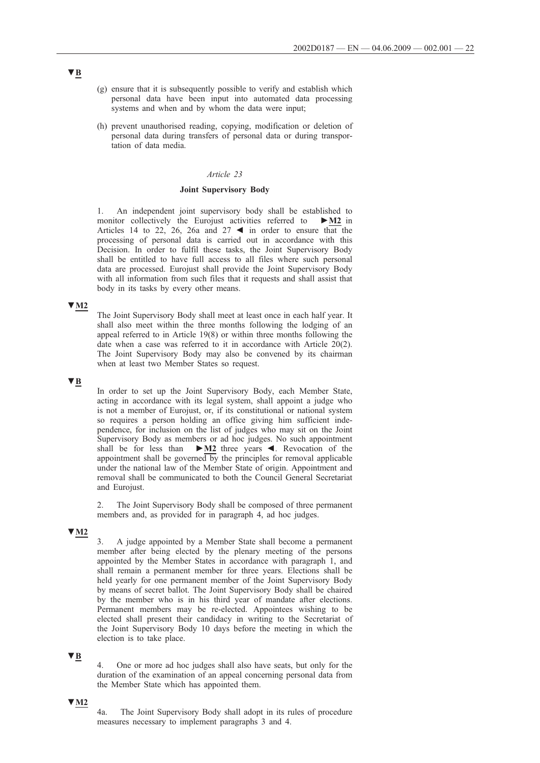▼B

(g) ensure that it is subsequently possible to verify and establish which personal data have been input into automated data processing systems and when and by whom the data were input;

(h) prevent unauthorised reading, copying, modification or deletion of personal data during transfers of personal data or during transportation of data media.

*Article 23*

**Joint Supervisory Body**

1. An independent joint supervisory body shall be established to monitor collectively the Eurojust activities referred to ►M2 in Articles 14 to 22, 26, 26a and 27 ◄ in order to ensure that the processing of personal data is carried out in accordance with this Decision. In order to fulfil these tasks, the Joint Supervisory Body shall be entitled to have full access to all files where such personal data are processed. Eurojust shall provide the Joint Supervisory Body with all information from such files that it requests and shall assist that body in its tasks by every other means.

▼M2

The Joint Supervisory Body shall meet at least once in each half year. It shall also meet within the three months following the lodging of an appeal referred to in Article 19(8) or within three months following the date when a case was referred to it in accordance with Article 20(2). The Joint Supervisory Body may also be convened by its chairman when at least two Member States so request.

▼B

In order to set up the Joint Supervisory Body, each Member State, acting in accordance with its legal system, shall appoint a judge who is not a member of Eurojust, or, if its constitutional or national system so requires a person holding an office giving him sufficient independence, for inclusion on the list of judges who may sit on the Joint Supervisory Body as members or ad hoc judges. No such appointment shall be for less than ►M2 three years ◄. Revocation of the appointment shall be governed by the principles for removal applicable under the national law of the Member State of origin. Appointment and removal shall be communicated to both the Council General Secretariat and Eurojust.

2. The Joint Supervisory Body shall be composed of three permanent members and, as provided for in paragraph 4, ad hoc judges.

▼M2

3. A judge appointed by a Member State shall become a permanent member after being elected by the plenary meeting of the persons appointed by the Member States in accordance with paragraph 1, and shall remain a permanent member for three years. Elections shall be held yearly for one permanent member of the Joint Supervisory Body by means of secret ballot. The Joint Supervisory Body shall be chaired by the member who is in his third year of mandate after elections. Permanent members may be re-elected. Appointees wishing to be elected shall present their candidacy in writing to the Secretariat of the Joint Supervisory Body 10 days before the meeting in which the election is to take place.

▼B

4. One or more ad hoc judges shall also have seats, but only for the duration of the examination of an appeal concerning personal data from the Member State which has appointed them.

▼M2

4a. The Joint Supervisory Body shall adopt in its rules of procedure measures necessary to implement paragraphs 3 and 4.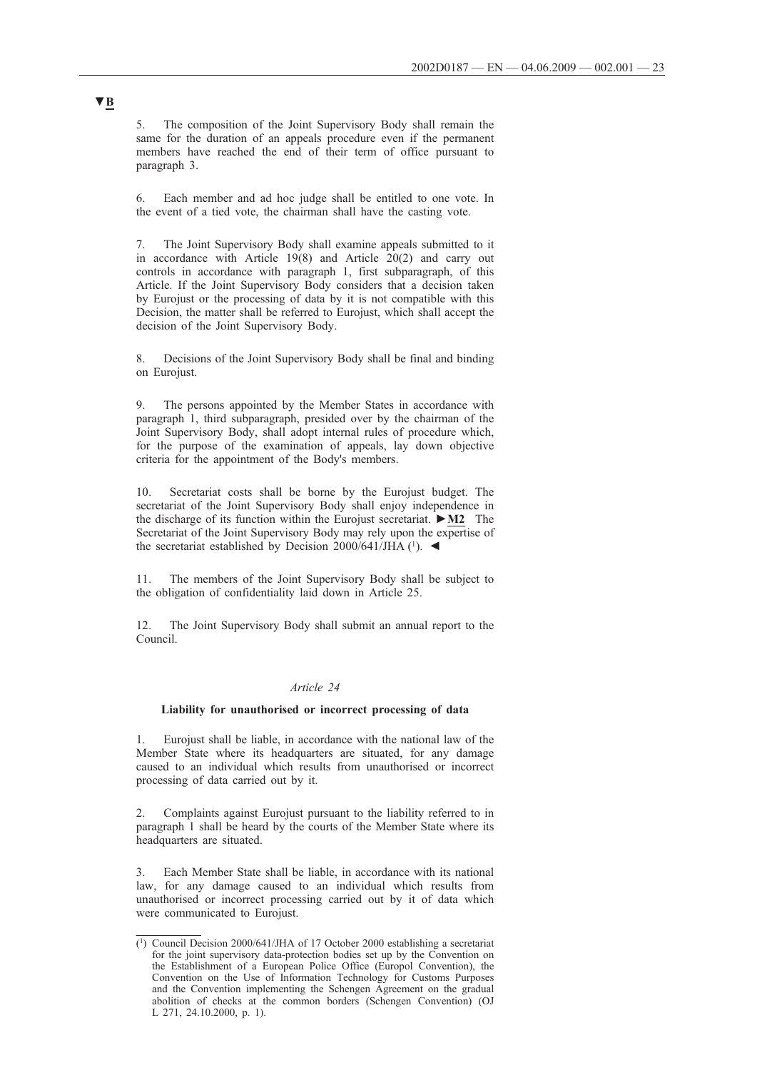▼B

5. The composition of the Joint Supervisory Body shall remain the same for the duration of an appeals procedure even if the permanent members have reached the end of their term of office pursuant to paragraph 3.

6. Each member and ad hoc judge shall be entitled to one vote. In the event of a tied vote, the chairman shall have the casting vote.

7. The Joint Supervisory Body shall examine appeals submitted to it in accordance with Article 19(8) and Article 20(2) and carry out controls in accordance with paragraph 1, first subparagraph, of this Article. If the Joint Supervisory Body considers that a decision taken by Eurojust or the processing of data by it is not compatible with this Decision, the matter shall be referred to Eurojust, which shall accept the decision of the Joint Supervisory Body.

8. Decisions of the Joint Supervisory Body shall be final and binding on Eurojust.

9. The persons appointed by the Member States in accordance with paragraph 1, third subparagraph, presided over by the chairman of the Joint Supervisory Body, shall adopt internal rules of procedure which, for the purpose of the examination of appeals, lay down objective criteria for the appointment of the Body's members.

10. Secretariat costs shall be borne by the Eurojust budget. The secretariat of the Joint Supervisory Body shall enjoy independence in the discharge of its function within the Eurojust secretariat. ►M2 The Secretariat of the Joint Supervisory Body may rely upon the expertise of the secretariat established by Decision 2000/641/JHA [1]. ◄

11. The members of the Joint Supervisory Body shall be subject to the obligation of confidentiality laid down in Article 25.

12. The Joint Supervisory Body shall submit an annual report to the Council.

*Article 24*

**Liability for unauthorised or incorrect processing of data**

1. Eurojust shall be liable, in accordance with the national law of the Member State where its headquarters are situated, for any damage caused to an individual which results from unauthorised or incorrect processing of data carried out by it.

2. Complaints against Eurojust pursuant to the liability referred to in paragraph 1 shall be heard by the courts of the Member State where its headquarters are situated.

3. Each Member State shall be liable, in accordance with its national law, for any damage caused to an individual which results from unauthorised or incorrect processing carried out by it of data which were communicated to Eurojust.

---

[1] Council Decision 2000/641/JHA of 17 October 2000 establishing a secretariat for the joint supervisory data-protection bodies set up by the Convention on the Establishment of a European Police Office (Europol Convention), the Convention on the Use of Information Technology for Customs Purposes and the Convention implementing the Schengen Agreement on the gradual abolition of checks at the common borders (Schengen Convention) (OJ L 271, 24.10.2000, p. 1).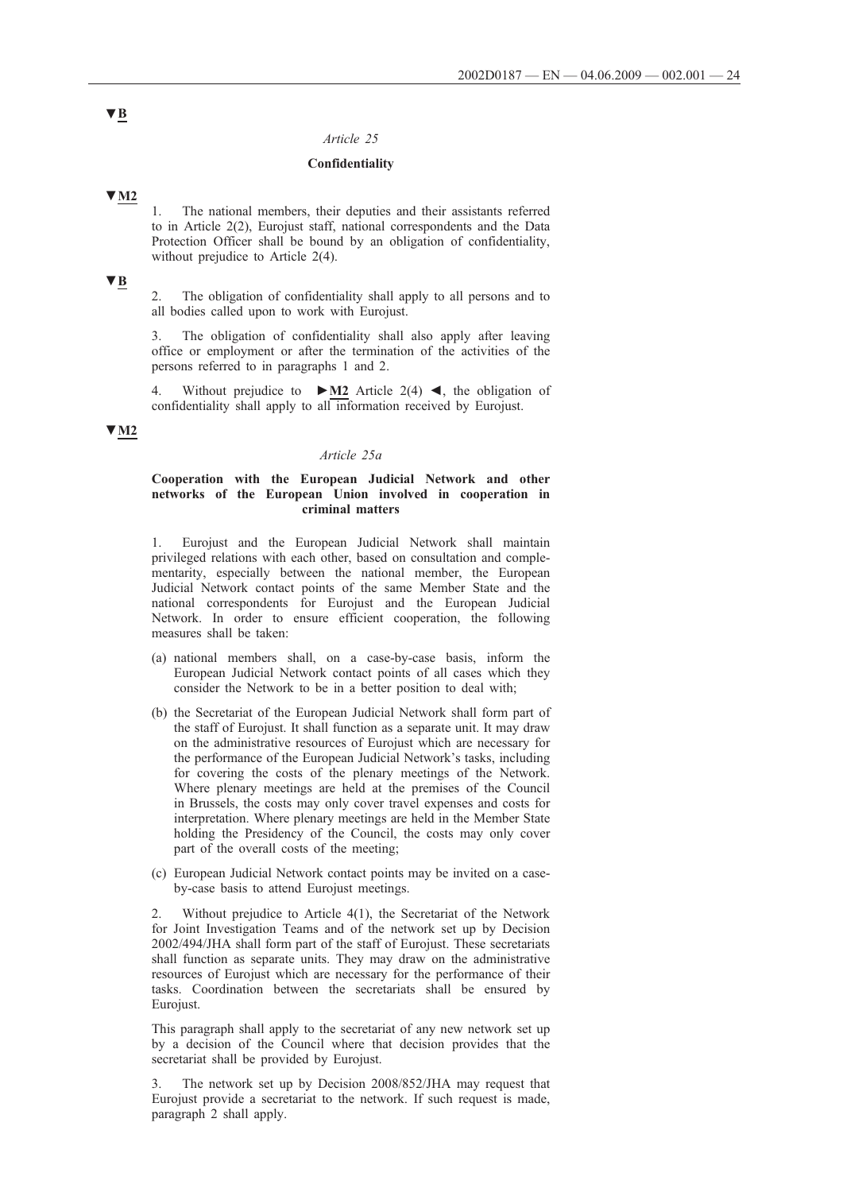▼B

*Article 25*

**Confidentiality**

▼M2

1. The national members, their deputies and their assistants referred to in Article 2(2), Eurojust staff, national correspondents and the Data Protection Officer shall be bound by an obligation of confidentiality, without prejudice to Article 2(4).

▼B

2. The obligation of confidentiality shall apply to all persons and to all bodies called upon to work with Eurojust.

3. The obligation of confidentiality shall also apply after leaving office or employment or after the termination of the activities of the persons referred to in paragraphs 1 and 2.

4. Without prejudice to ►M2 Article 2(4) ◄, the obligation of confidentiality shall apply to all information received by Eurojust.

▼M2

*Article 25a*

**Cooperation with the European Judicial Network and other networks of the European Union involved in cooperation in criminal matters**

1. Eurojust and the European Judicial Network shall maintain privileged relations with each other, based on consultation and complementarity, especially between the national member, the European Judicial Network contact points of the same Member State and the national correspondents for Eurojust and the European Judicial Network. In order to ensure efficient cooperation, the following measures shall be taken:

(a) national members shall, on a case-by-case basis, inform the European Judicial Network contact points of all cases which they consider the Network to be in a better position to deal with;

(b) the Secretariat of the European Judicial Network shall form part of the staff of Eurojust. It shall function as a separate unit. It may draw on the administrative resources of Eurojust which are necessary for the performance of the European Judicial Network's tasks, including for covering the costs of the plenary meetings of the Network. Where plenary meetings are held at the premises of the Council in Brussels, the costs may only cover travel expenses and costs for interpretation. Where plenary meetings are held in the Member State holding the Presidency of the Council, the costs may only cover part of the overall costs of the meeting;

(c) European Judicial Network contact points may be invited on a case-by-case basis to attend Eurojust meetings.

2. Without prejudice to Article 4(1), the Secretariat of the Network for Joint Investigation Teams and of the network set up by Decision 2002/494/JHA shall form part of the staff of Eurojust. These secretariats shall function as separate units. They may draw on the administrative resources of Eurojust which are necessary for the performance of their tasks. Coordination between the secretariats shall be ensured by Eurojust.

This paragraph shall apply to the secretariat of any new network set up by a decision of the Council where that decision provides that the secretariat shall be provided by Eurojust.

3. The network set up by Decision 2008/852/JHA may request that Eurojust provide a secretariat to the network. If such request is made, paragraph 2 shall apply.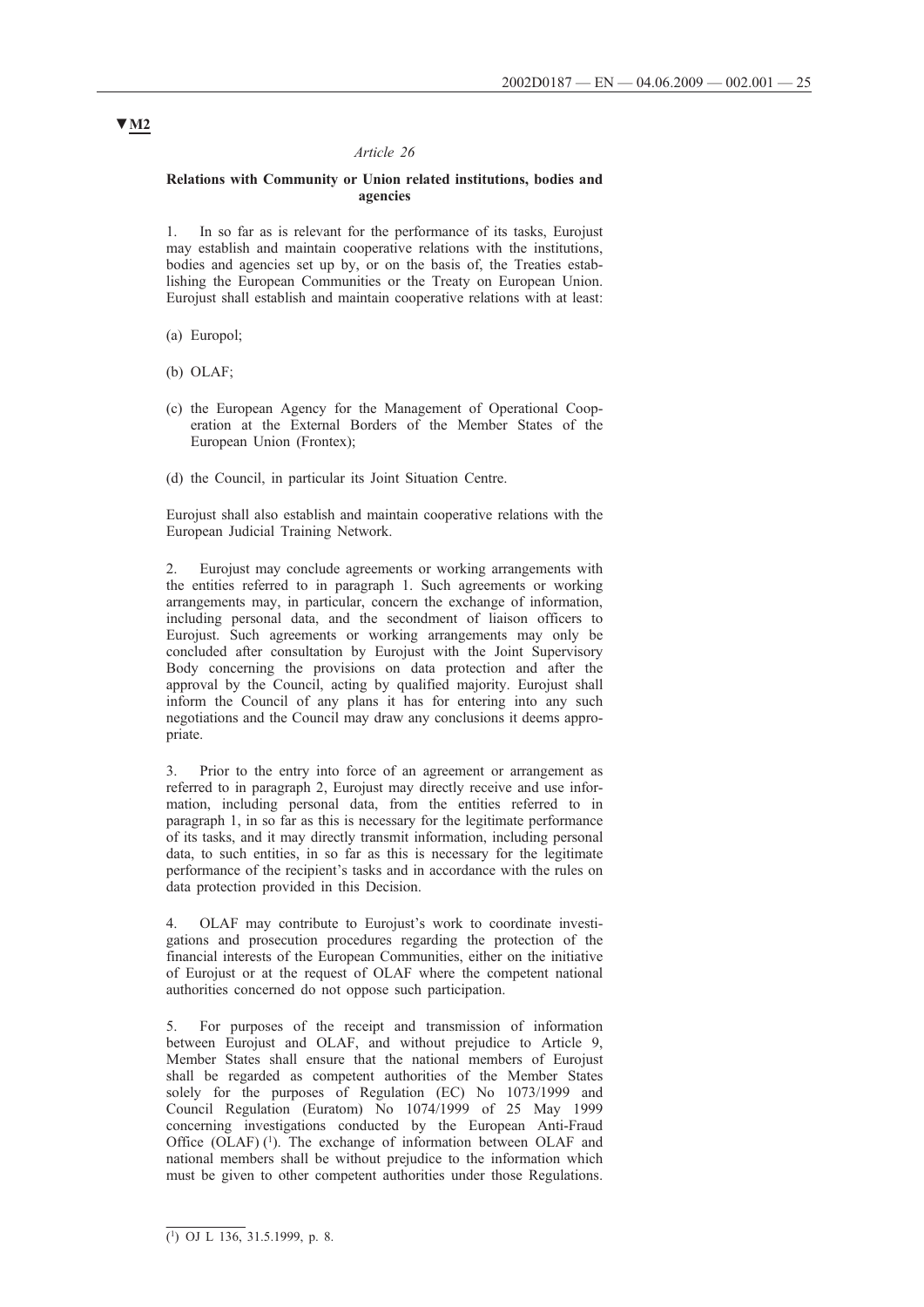▼M2

*Article 26*

**Relations with Community or Union related institutions, bodies and agencies**

1. In so far as is relevant for the performance of its tasks, Eurojust may establish and maintain cooperative relations with the institutions, bodies and agencies set up by, or on the basis of, the Treaties establishing the European Communities or the Treaty on European Union. Eurojust shall establish and maintain cooperative relations with at least:

(a) Europol;

(b) OLAF;

(c) the European Agency for the Management of Operational Cooperation at the External Borders of the Member States of the European Union (Frontex);

(d) the Council, in particular its Joint Situation Centre.

Eurojust shall also establish and maintain cooperative relations with the European Judicial Training Network.

2. Eurojust may conclude agreements or working arrangements with the entities referred to in paragraph 1. Such agreements or working arrangements may, in particular, concern the exchange of information, including personal data, and the secondment of liaison officers to Eurojust. Such agreements or working arrangements may only be concluded after consultation by Eurojust with the Joint Supervisory Body concerning the provisions on data protection and after the approval by the Council, acting by qualified majority. Eurojust shall inform the Council of any plans it has for entering into any such negotiations and the Council may draw any conclusions it deems appropriate.

3. Prior to the entry into force of an agreement or arrangement as referred to in paragraph 2, Eurojust may directly receive and use information, including personal data, from the entities referred to in paragraph 1, in so far as this is necessary for the legitimate performance of its tasks, and it may directly transmit information, including personal data, to such entities, in so far as this is necessary for the legitimate performance of the recipient's tasks and in accordance with the rules on data protection provided in this Decision.

4. OLAF may contribute to Eurojust's work to coordinate investigations and prosecution procedures regarding the protection of the financial interests of the European Communities, either on the initiative of Eurojust or at the request of OLAF where the competent national authorities concerned do not oppose such participation.

5. For purposes of the receipt and transmission of information between Eurojust and OLAF, and without prejudice to Article 9, Member States shall ensure that the national members of Eurojust shall be regarded as competent authorities of the Member States solely for the purposes of Regulation (EC) No 1073/1999 and Council Regulation (Euratom) No 1074/1999 of 25 May 1999 concerning investigations conducted by the European Anti-Fraud Office (OLAF) [1]. The exchange of information between OLAF and national members shall be without prejudice to the information which must be given to other competent authorities under those Regulations.

---

[1] OJ L 136, 31.5.1999, p. 8.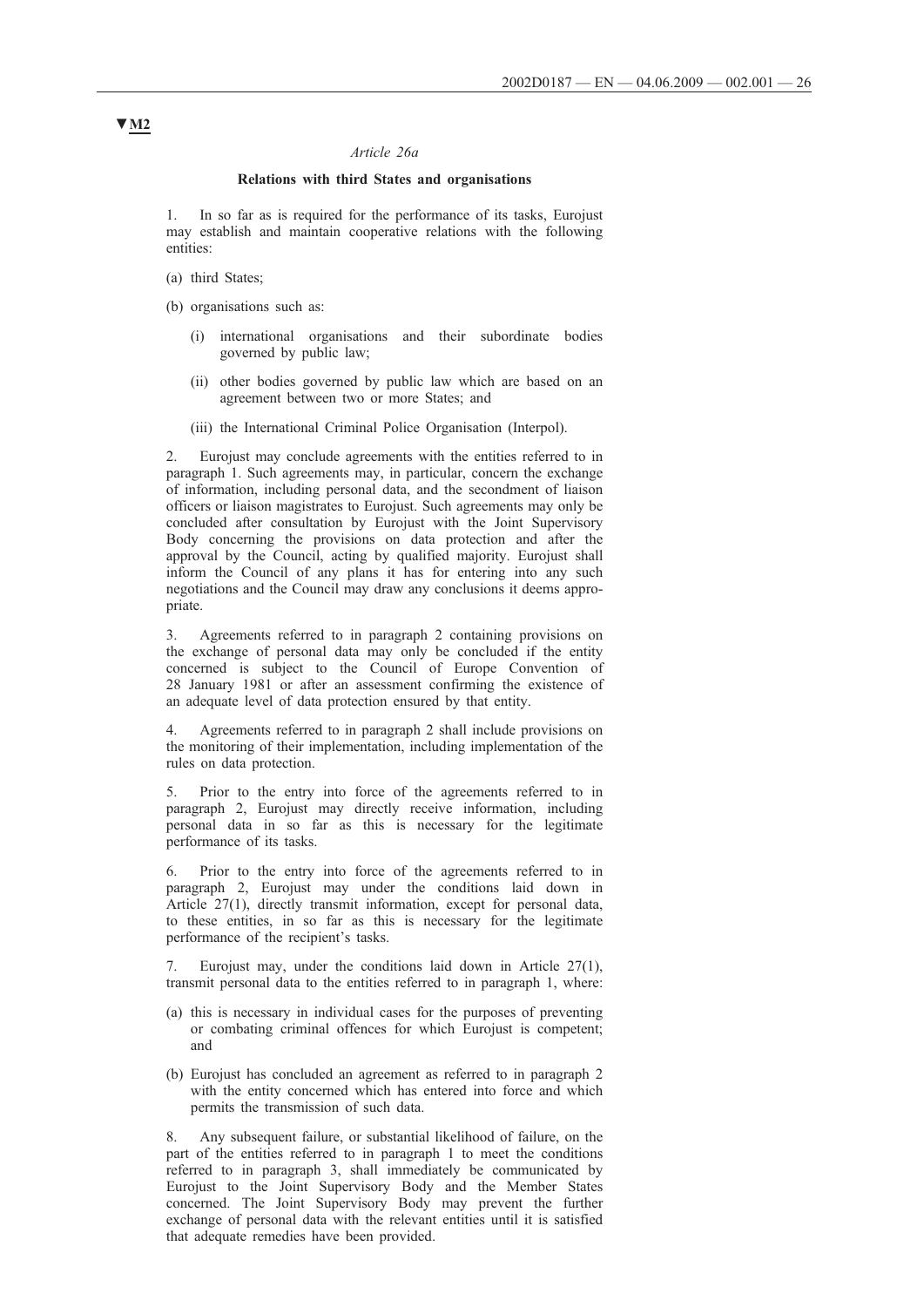▼M2

*Article 26a*

**Relations with third States and organisations**

1. In so far as is required for the performance of its tasks, Eurojust may establish and maintain cooperative relations with the following entities:

(a) third States;

(b) organisations such as:

   (i) international organisations and their subordinate bodies governed by public law;

   (ii) other bodies governed by public law which are based on an agreement between two or more States; and

   (iii) the International Criminal Police Organisation (Interpol).

2. Eurojust may conclude agreements with the entities referred to in paragraph 1. Such agreements may, in particular, concern the exchange of information, including personal data, and the secondment of liaison officers or liaison magistrates to Eurojust. Such agreements may only be concluded after consultation by Eurojust with the Joint Supervisory Body concerning the provisions on data protection and after the approval by the Council, acting by qualified majority. Eurojust shall inform the Council of any plans it has for entering into any such negotiations and the Council may draw any conclusions it deems appropriate.

3. Agreements referred to in paragraph 2 containing provisions on the exchange of personal data may only be concluded if the entity concerned is subject to the Council of Europe Convention of 28 January 1981 or after an assessment confirming the existence of an adequate level of data protection ensured by that entity.

4. Agreements referred to in paragraph 2 shall include provisions on the monitoring of their implementation, including implementation of the rules on data protection.

5. Prior to the entry into force of the agreements referred to in paragraph 2, Eurojust may directly receive information, including personal data in so far as this is necessary for the legitimate performance of its tasks.

6. Prior to the entry into force of the agreements referred to in paragraph 2, Eurojust may under the conditions laid down in Article 27(1), directly transmit information, except for personal data, to these entities, in so far as this is necessary for the legitimate performance of the recipient's tasks.

7. Eurojust may, under the conditions laid down in Article 27(1), transmit personal data to the entities referred to in paragraph 1, where:

(a) this is necessary in individual cases for the purposes of preventing or combating criminal offences for which Eurojust is competent; and

(b) Eurojust has concluded an agreement as referred to in paragraph 2 with the entity concerned which has entered into force and which permits the transmission of such data.

8. Any subsequent failure, or substantial likelihood of failure, on the part of the entities referred to in paragraph 1 to meet the conditions referred to in paragraph 3, shall immediately be communicated by Eurojust to the Joint Supervisory Body and the Member States concerned. The Joint Supervisory Body may prevent the further exchange of personal data with the relevant entities until it is satisfied that adequate remedies have been provided.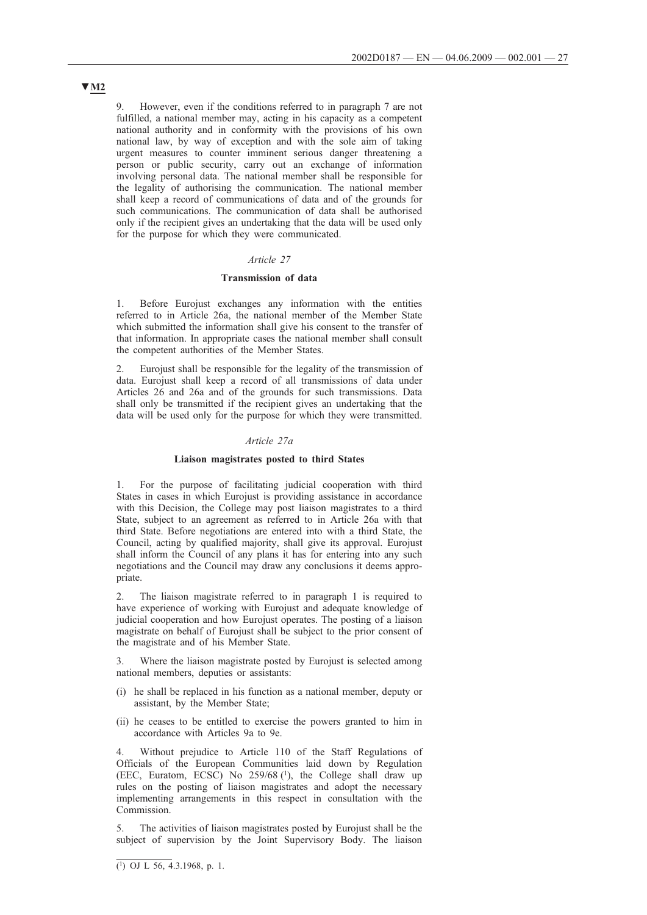▼M2

9. However, even if the conditions referred to in paragraph 7 are not fulfilled, a national member may, acting in his capacity as a competent national authority and in conformity with the provisions of his own national law, by way of exception and with the sole aim of taking urgent measures to counter imminent serious danger threatening a person or public security, carry out an exchange of information involving personal data. The national member shall be responsible for the legality of authorising the communication. The national member shall keep a record of communications of data and of the grounds for such communications. The communication of data shall be authorised only if the recipient gives an undertaking that the data will be used only for the purpose for which they were communicated.

*Article 27*

**Transmission of data**

1. Before Eurojust exchanges any information with the entities referred to in Article 26a, the national member of the Member State which submitted the information shall give his consent to the transfer of that information. In appropriate cases the national member shall consult the competent authorities of the Member States.

2. Eurojust shall be responsible for the legality of the transmission of data. Eurojust shall keep a record of all transmissions of data under Articles 26 and 26a and of the grounds for such transmissions. Data shall only be transmitted if the recipient gives an undertaking that the data will be used only for the purpose for which they were transmitted.

*Article 27a*

**Liaison magistrates posted to third States**

1. For the purpose of facilitating judicial cooperation with third States in cases in which Eurojust is providing assistance in accordance with this Decision, the College may post liaison magistrates to a third State, subject to an agreement as referred to in Article 26a with that third State. Before negotiations are entered into with a third State, the Council, acting by qualified majority, shall give its approval. Eurojust shall inform the Council of any plans it has for entering into any such negotiations and the Council may draw any conclusions it deems appropriate.

2. The liaison magistrate referred to in paragraph 1 is required to have experience of working with Eurojust and adequate knowledge of judicial cooperation and how Eurojust operates. The posting of a liaison magistrate on behalf of Eurojust shall be subject to the prior consent of the magistrate and of his Member State.

3. Where the liaison magistrate posted by Eurojust is selected among national members, deputies or assistants:

(i) he shall be replaced in his function as a national member, deputy or assistant, by the Member State;

(ii) he ceases to be entitled to exercise the powers granted to him in accordance with Articles 9a to 9e.

4. Without prejudice to Article 110 of the Staff Regulations of Officials of the European Communities laid down by Regulation (EEC, Euratom, ECSC) No 259/68 [1], the College shall draw up rules on the posting of liaison magistrates and adopt the necessary implementing arrangements in this respect in consultation with the Commission.

5. The activities of liaison magistrates posted by Eurojust shall be the subject of supervision by the Joint Supervisory Body. The liaison

---

[1] OJ L 56, 4.3.1968, p. 1.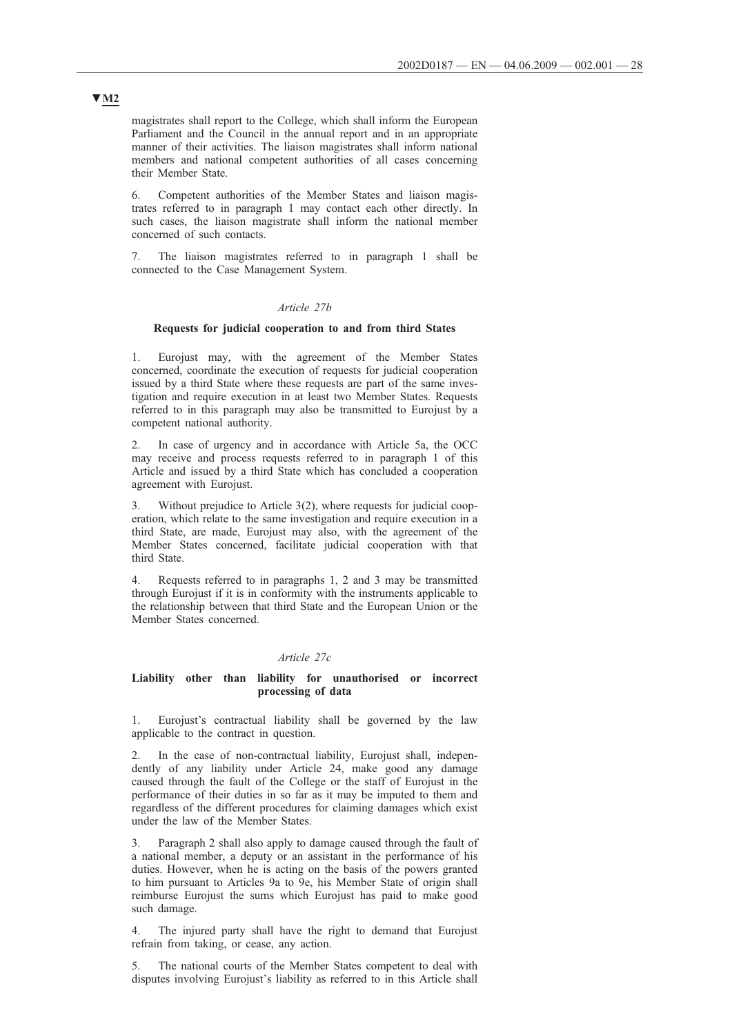▼M2

magistrates shall report to the College, which shall inform the European Parliament and the Council in the annual report and in an appropriate manner of their activities. The liaison magistrates shall inform national members and national competent authorities of all cases concerning their Member State.

6. Competent authorities of the Member States and liaison magistrates referred to in paragraph 1 may contact each other directly. In such cases, the liaison magistrate shall inform the national member concerned of such contacts.

7. The liaison magistrates referred to in paragraph 1 shall be connected to the Case Management System.

*Article 27b*

**Requests for judicial cooperation to and from third States**

1. Eurojust may, with the agreement of the Member States concerned, coordinate the execution of requests for judicial cooperation issued by a third State where these requests are part of the same investigation and require execution in at least two Member States. Requests referred to in this paragraph may also be transmitted to Eurojust by a competent national authority.

2. In case of urgency and in accordance with Article 5a, the OCC may receive and process requests referred to in paragraph 1 of this Article and issued by a third State which has concluded a cooperation agreement with Eurojust.

3. Without prejudice to Article 3(2), where requests for judicial cooperation, which relate to the same investigation and require execution in a third State, are made, Eurojust may also, with the agreement of the Member States concerned, facilitate judicial cooperation with that third State.

4. Requests referred to in paragraphs 1, 2 and 3 may be transmitted through Eurojust if it is in conformity with the instruments applicable to the relationship between that third State and the European Union or the Member States concerned.

*Article 27c*

**Liability other than liability for unauthorised or incorrect processing of data**

1. Eurojust's contractual liability shall be governed by the law applicable to the contract in question.

2. In the case of non-contractual liability, Eurojust shall, independently of any liability under Article 24, make good any damage caused through the fault of the College or the staff of Eurojust in the performance of their duties in so far as it may be imputed to them and regardless of the different procedures for claiming damages which exist under the law of the Member States.

3. Paragraph 2 shall also apply to damage caused through the fault of a national member, a deputy or an assistant in the performance of his duties. However, when he is acting on the basis of the powers granted to him pursuant to Articles 9a to 9e, his Member State of origin shall reimburse Eurojust the sums which Eurojust has paid to make good such damage.

4. The injured party shall have the right to demand that Eurojust refrain from taking, or cease, any action.

5. The national courts of the Member States competent to deal with disputes involving Eurojust's liability as referred to in this Article shall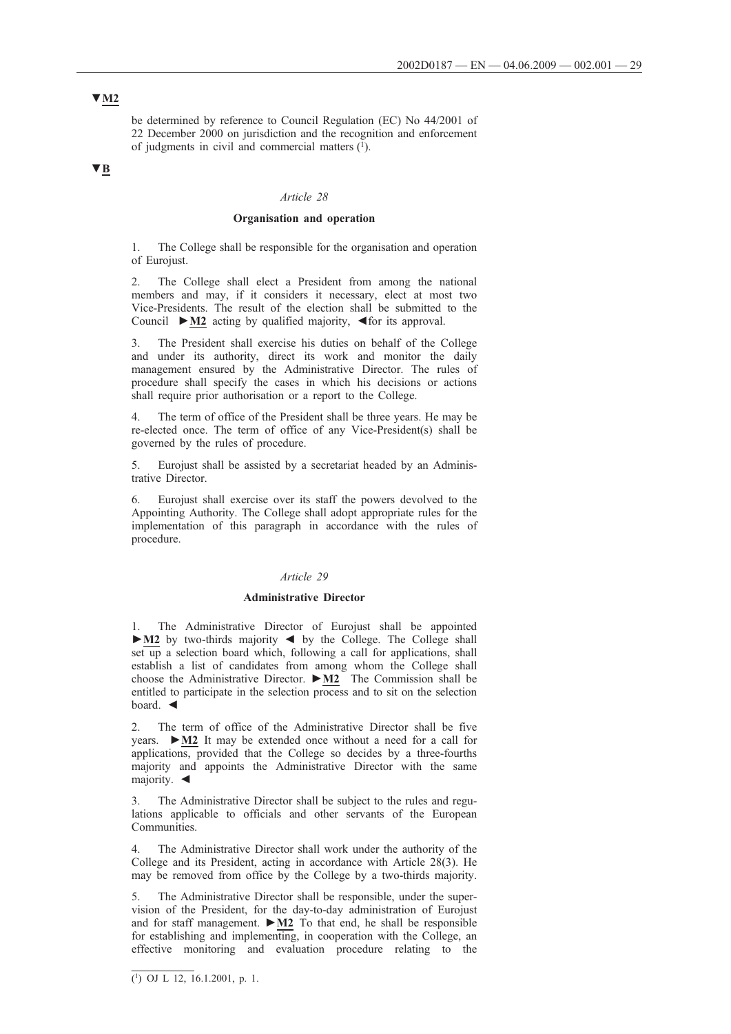▼M2

be determined by reference to Council Regulation (EC) No 44/2001 of 22 December 2000 on jurisdiction and the recognition and enforcement of judgments in civil and commercial matters [1].

▼B

*Article 28*

**Organisation and operation**

1. The College shall be responsible for the organisation and operation of Eurojust.

2. The College shall elect a President from among the national members and may, if it considers it necessary, elect at most two Vice-Presidents. The result of the election shall be submitted to the Council ►M2 acting by qualified majority, ◄for its approval.

3. The President shall exercise his duties on behalf of the College and under its authority, direct its work and monitor the daily management ensured by the Administrative Director. The rules of procedure shall specify the cases in which his decisions or actions shall require prior authorisation or a report to the College.

4. The term of office of the President shall be three years. He may be re-elected once. The term of office of any Vice-President(s) shall be governed by the rules of procedure.

5. Eurojust shall be assisted by a secretariat headed by an Administrative Director.

6. Eurojust shall exercise over its staff the powers devolved to the Appointing Authority. The College shall adopt appropriate rules for the implementation of this paragraph in accordance with the rules of procedure.

*Article 29*

**Administrative Director**

1. The Administrative Director of Eurojust shall be appointed ►M2 by two-thirds majority ◄ by the College. The College shall set up a selection board which, following a call for applications, shall establish a list of candidates from among whom the College shall choose the Administrative Director. ►M2 The Commission shall be entitled to participate in the selection process and to sit on the selection board. ◄

2. The term of office of the Administrative Director shall be five years. ►M2 It may be extended once without a need for a call for applications, provided that the College so decides by a three-fourths majority and appoints the Administrative Director with the same majority. ◄

3. The Administrative Director shall be subject to the rules and regulations applicable to officials and other servants of the European Communities.

4. The Administrative Director shall work under the authority of the College and its President, acting in accordance with Article 28(3). He may be removed from office by the College by a two-thirds majority.

5. The Administrative Director shall be responsible, under the supervision of the President, for the day-to-day administration of Eurojust and for staff management. ►M2 To that end, he shall be responsible for establishing and implementing, in cooperation with the College, an effective monitoring and evaluation procedure relating to the

---

[1] OJ L 12, 16.1.2001, p. 1.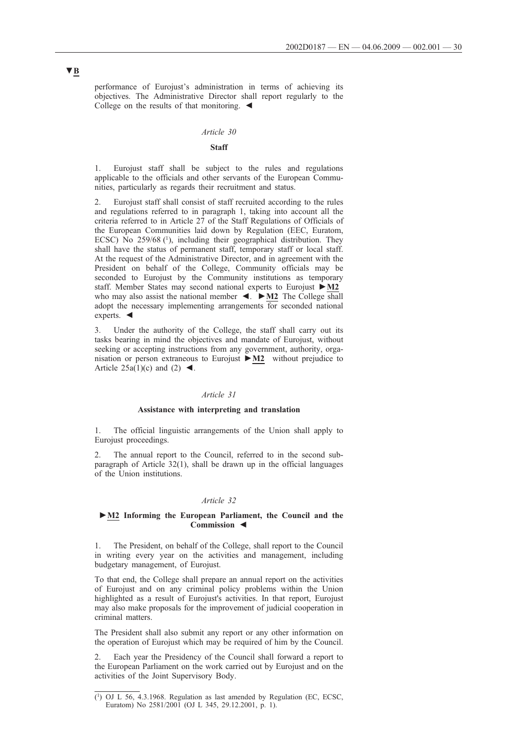▼B

performance of Eurojust's administration in terms of achieving its objectives. The Administrative Director shall report regularly to the College on the results of that monitoring. ◄

*Article 30*

**Staff**

1. Eurojust staff shall be subject to the rules and regulations applicable to the officials and other servants of the European Communities, particularly as regards their recruitment and status.

2. Eurojust staff shall consist of staff recruited according to the rules and regulations referred to in paragraph 1, taking into account all the criteria referred to in Article 27 of the Staff Regulations of Officials of the European Communities laid down by Regulation (EEC, Euratom, ECSC) No 259/68 [1], including their geographical distribution. They shall have the status of permanent staff, temporary staff or local staff. At the request of the Administrative Director, and in agreement with the President on behalf of the College, Community officials may be seconded to Eurojust by the Community institutions as temporary staff. Member States may second national experts to Eurojust ►M2 who may also assist the national member ◄. ►M2 The College shall adopt the necessary implementing arrangements for seconded national experts. ◄

3. Under the authority of the College, the staff shall carry out its tasks bearing in mind the objectives and mandate of Eurojust, without seeking or accepting instructions from any government, authority, organisation or person extraneous to Eurojust ►M2 without prejudice to Article 25a(1)(c) and (2) ◄.

*Article 31*

**Assistance with interpreting and translation**

1. The official linguistic arrangements of the Union shall apply to Eurojust proceedings.

2. The annual report to the Council, referred to in the second subparagraph of Article 32(1), shall be drawn up in the official languages of the Union institutions.

*Article 32*

**►M2 Informing the European Parliament, the Council and the Commission ◄**

1. The President, on behalf of the College, shall report to the Council in writing every year on the activities and management, including budgetary management, of Eurojust.

To that end, the College shall prepare an annual report on the activities of Eurojust and on any criminal policy problems within the Union highlighted as a result of Eurojust's activities. In that report, Eurojust may also make proposals for the improvement of judicial cooperation in criminal matters.

The President shall also submit any report or any other information on the operation of Eurojust which may be required of him by the Council.

2. Each year the Presidency of the Council shall forward a report to the European Parliament on the work carried out by Eurojust and on the activities of the Joint Supervisory Body.

---

[1] OJ L 56, 4.3.1968. Regulation as last amended by Regulation (EC, ECSC, Euratom) No 2581/2001 (OJ L 345, 29.12.2001, p. 1).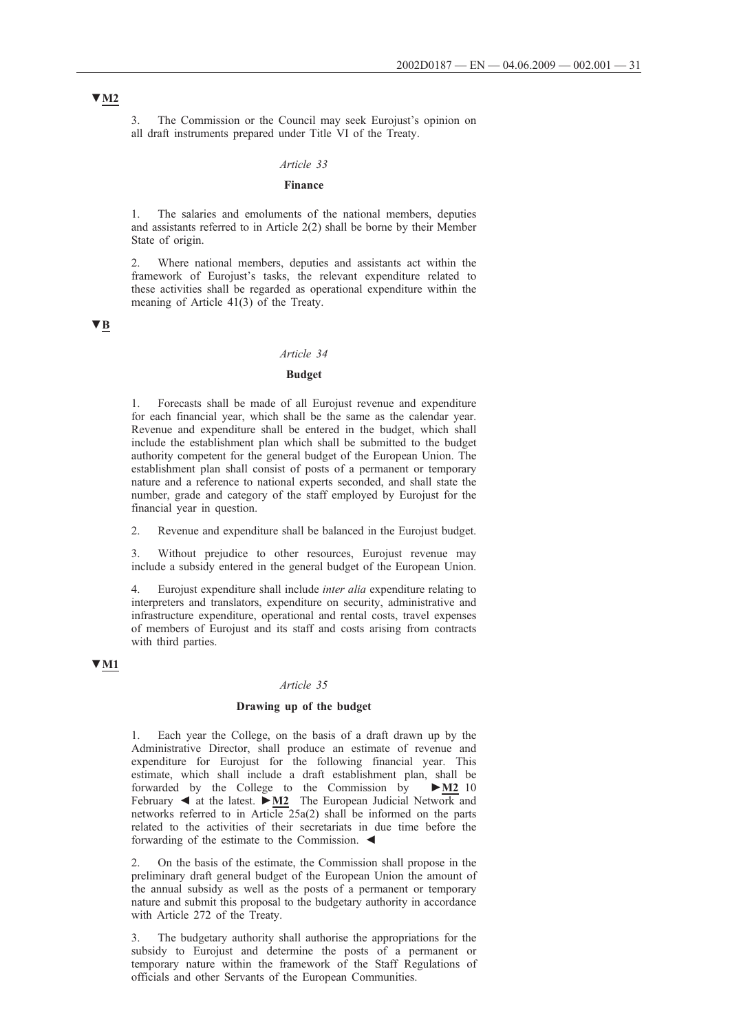▼M2

3. The Commission or the Council may seek Eurojust's opinion on all draft instruments prepared under Title VI of the Treaty.

*Article 33*

**Finance**

1. The salaries and emoluments of the national members, deputies and assistants referred to in Article 2(2) shall be borne by their Member State of origin.

2. Where national members, deputies and assistants act within the framework of Eurojust's tasks, the relevant expenditure related to these activities shall be regarded as operational expenditure within the meaning of Article 41(3) of the Treaty.

▼B

*Article 34*

**Budget**

1. Forecasts shall be made of all Eurojust revenue and expenditure for each financial year, which shall be the same as the calendar year. Revenue and expenditure shall be entered in the budget, which shall include the establishment plan which shall be submitted to the budget authority competent for the general budget of the European Union. The establishment plan shall consist of posts of a permanent or temporary nature and a reference to national experts seconded, and shall state the number, grade and category of the staff employed by Eurojust for the financial year in question.

2. Revenue and expenditure shall be balanced in the Eurojust budget.

3. Without prejudice to other resources, Eurojust revenue may include a subsidy entered in the general budget of the European Union.

4. Eurojust expenditure shall include *inter alia* expenditure relating to interpreters and translators, expenditure on security, administrative and infrastructure expenditure, operational and rental costs, travel expenses of members of Eurojust and its staff and costs arising from contracts with third parties.

▼M1

*Article 35*

**Drawing up of the budget**

1. Each year the College, on the basis of a draft drawn up by the Administrative Director, shall produce an estimate of revenue and expenditure for Eurojust for the following financial year. This estimate, which shall include a draft establishment plan, shall be forwarded by the College to the Commission by ►M2 10 February ◄ at the latest. ►M2 The European Judicial Network and networks referred to in Article 25a(2) shall be informed on the parts related to the activities of their secretariats in due time before the forwarding of the estimate to the Commission. ◄

2. On the basis of the estimate, the Commission shall propose in the preliminary draft general budget of the European Union the amount of the annual subsidy as well as the posts of a permanent or temporary nature and submit this proposal to the budgetary authority in accordance with Article 272 of the Treaty.

3. The budgetary authority shall authorise the appropriations for the subsidy to Eurojust and determine the posts of a permanent or temporary nature within the framework of the Staff Regulations of officials and other Servants of the European Communities.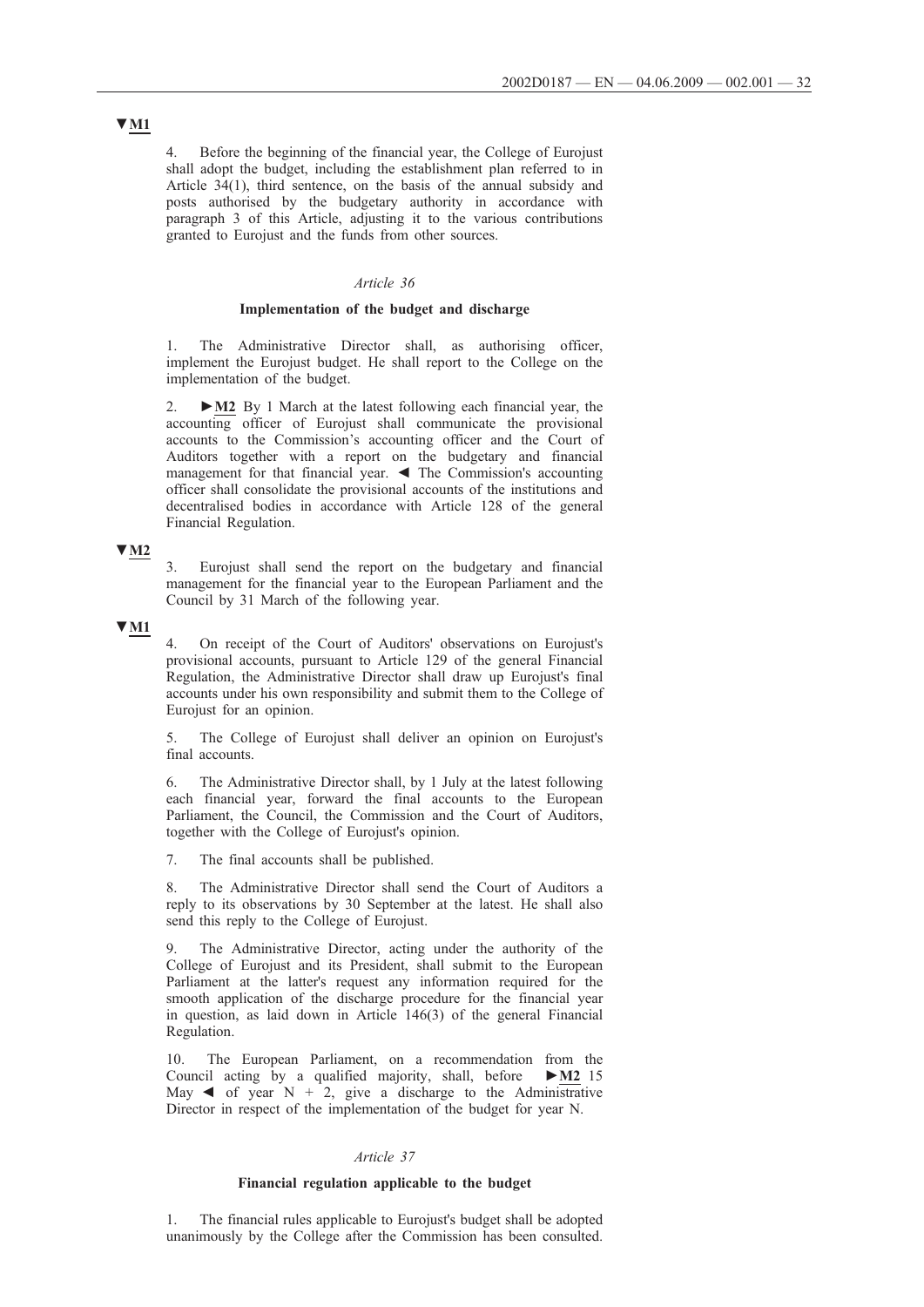▼M1

4. Before the beginning of the financial year, the College of Eurojust shall adopt the budget, including the establishment plan referred to in Article 34(1), third sentence, on the basis of the annual subsidy and posts authorised by the budgetary authority in accordance with paragraph 3 of this Article, adjusting it to the various contributions granted to Eurojust and the funds from other sources.

*Article 36*

**Implementation of the budget and discharge**

1. The Administrative Director shall, as authorising officer, implement the Eurojust budget. He shall report to the College on the implementation of the budget.

2. ►M2 By 1 March at the latest following each financial year, the accounting officer of Eurojust shall communicate the provisional accounts to the Commission's accounting officer and the Court of Auditors together with a report on the budgetary and financial management for that financial year. ◄ The Commission's accounting officer shall consolidate the provisional accounts of the institutions and decentralised bodies in accordance with Article 128 of the general Financial Regulation.

▼M2

3. Eurojust shall send the report on the budgetary and financial management for the financial year to the European Parliament and the Council by 31 March of the following year.

▼M1

4. On receipt of the Court of Auditors' observations on Eurojust's provisional accounts, pursuant to Article 129 of the general Financial Regulation, the Administrative Director shall draw up Eurojust's final accounts under his own responsibility and submit them to the College of Eurojust for an opinion.

5. The College of Eurojust shall deliver an opinion on Eurojust's final accounts.

6. The Administrative Director shall, by 1 July at the latest following each financial year, forward the final accounts to the European Parliament, the Council, the Commission and the Court of Auditors, together with the College of Eurojust's opinion.

7. The final accounts shall be published.

8. The Administrative Director shall send the Court of Auditors a reply to its observations by 30 September at the latest. He shall also send this reply to the College of Eurojust.

9. The Administrative Director, acting under the authority of the College of Eurojust and its President, shall submit to the European Parliament at the latter's request any information required for the smooth application of the discharge procedure for the financial year in question, as laid down in Article 146(3) of the general Financial Regulation.

10. The European Parliament, on a recommendation from the Council acting by a qualified majority, shall, before ►M2 15 May ◄ of year N + 2, give a discharge to the Administrative Director in respect of the implementation of the budget for year N.

*Article 37*

**Financial regulation applicable to the budget**

1. The financial rules applicable to Eurojust's budget shall be adopted unanimously by the College after the Commission has been consulted.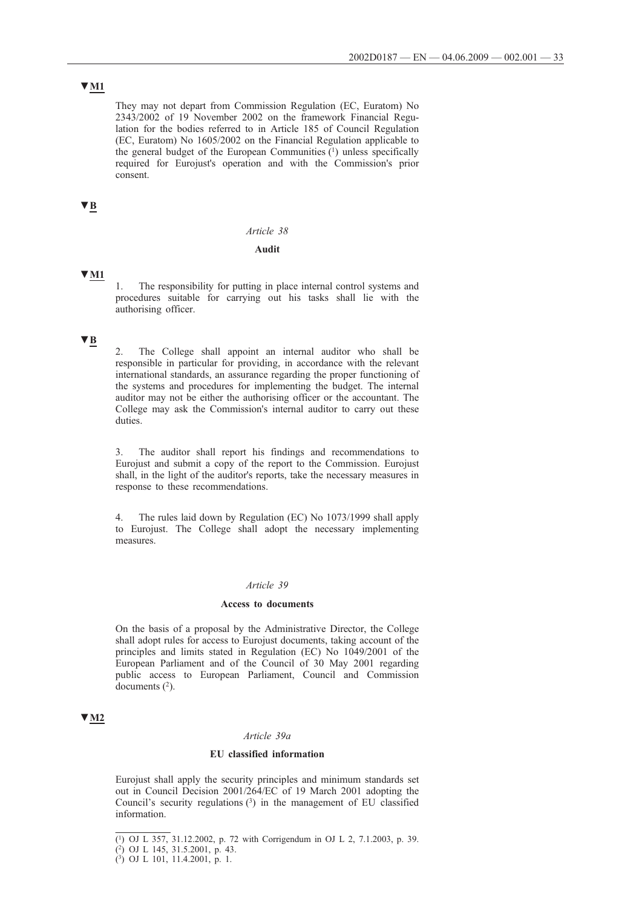▼M1

They may not depart from Commission Regulation (EC, Euratom) No 2343/2002 of 19 November 2002 on the framework Financial Regulation for the bodies referred to in Article 185 of Council Regulation (EC, Euratom) No 1605/2002 on the Financial Regulation applicable to the general budget of the European Communities [1] unless specifically required for Eurojust's operation and with the Commission's prior consent.

▼B

*Article 38*

**Audit**

▼M1

1. The responsibility for putting in place internal control systems and procedures suitable for carrying out his tasks shall lie with the authorising officer.

▼B

2. The College shall appoint an internal auditor who shall be responsible in particular for providing, in accordance with the relevant international standards, an assurance regarding the proper functioning of the systems and procedures for implementing the budget. The internal auditor may not be either the authorising officer or the accountant. The College may ask the Commission's internal auditor to carry out these duties.

3. The auditor shall report his findings and recommendations to Eurojust and submit a copy of the report to the Commission. Eurojust shall, in the light of the auditor's reports, take the necessary measures in response to these recommendations.

4. The rules laid down by Regulation (EC) No 1073/1999 shall apply to Eurojust. The College shall adopt the necessary implementing measures.

*Article 39*

**Access to documents**

On the basis of a proposal by the Administrative Director, the College shall adopt rules for access to Eurojust documents, taking account of the principles and limits stated in Regulation (EC) No 1049/2001 of the European Parliament and of the Council of 30 May 2001 regarding public access to European Parliament, Council and Commission documents [2].

▼M2

*Article 39a*

**EU classified information**

Eurojust shall apply the security principles and minimum standards set out in Council Decision 2001/264/EC of 19 March 2001 adopting the Council's security regulations [3] in the management of EU classified information.

---

[1] OJ L 357, 31.12.2002, p. 72 with Corrigendum in OJ L 2, 7.1.2003, p. 39.
[2] OJ L 145, 31.5.2001, p. 43.
[3] OJ L 101, 11.4.2001, p. 1.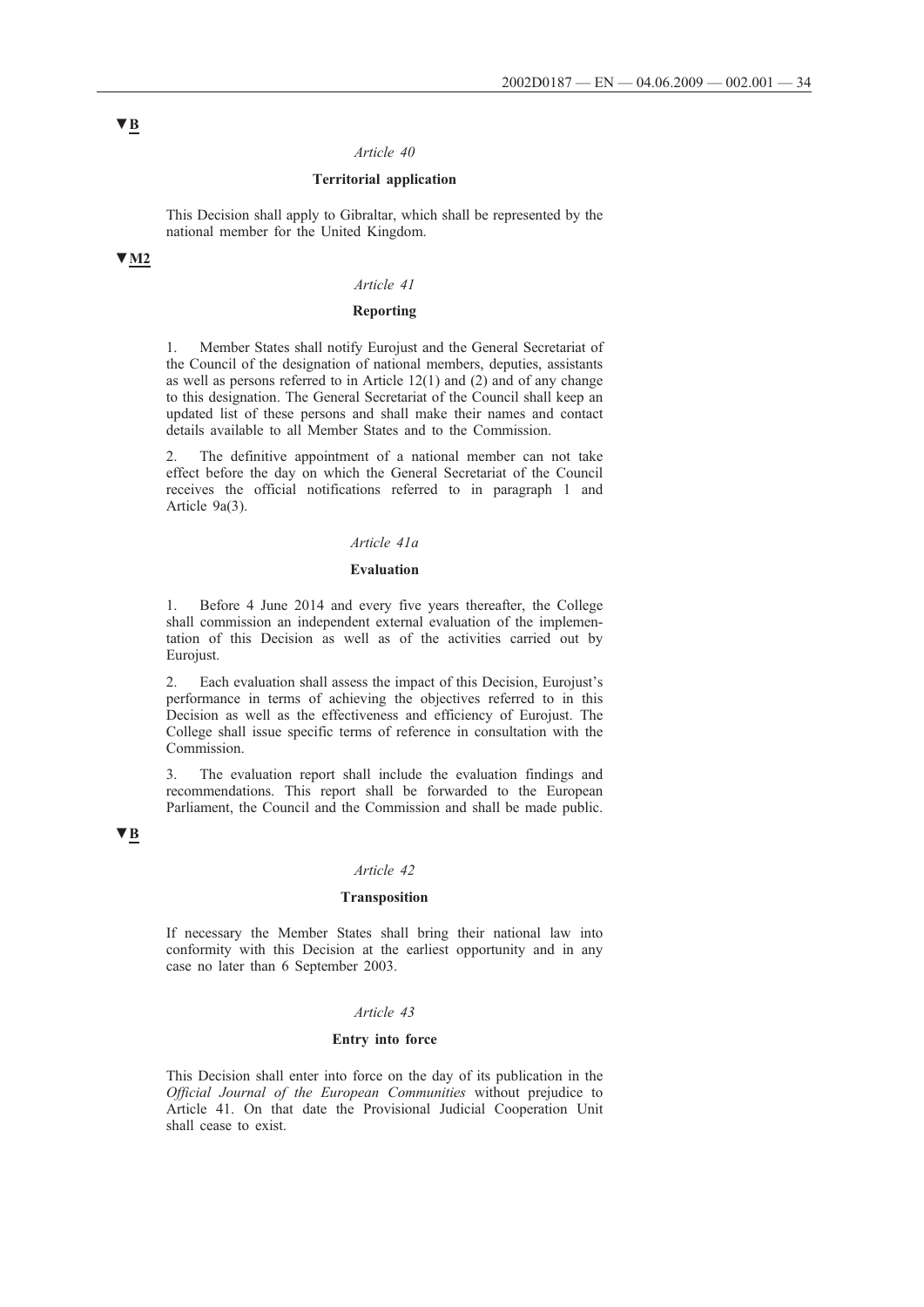▼B

*Article 40*

**Territorial application**

This Decision shall apply to Gibraltar, which shall be represented by the national member for the United Kingdom.

▼M2

*Article 41*

**Reporting**

1. Member States shall notify Eurojust and the General Secretariat of the Council of the designation of national members, deputies, assistants as well as persons referred to in Article 12(1) and (2) and of any change to this designation. The General Secretariat of the Council shall keep an updated list of these persons and shall make their names and contact details available to all Member States and to the Commission.

2. The definitive appointment of a national member can not take effect before the day on which the General Secretariat of the Council receives the official notifications referred to in paragraph 1 and Article 9a(3).

*Article 41a*

**Evaluation**

1. Before 4 June 2014 and every five years thereafter, the College shall commission an independent external evaluation of the implementation of this Decision as well as of the activities carried out by Eurojust.

2. Each evaluation shall assess the impact of this Decision, Eurojust's performance in terms of achieving the objectives referred to in this Decision as well as the effectiveness and efficiency of Eurojust. The College shall issue specific terms of reference in consultation with the Commission.

3. The evaluation report shall include the evaluation findings and recommendations. This report shall be forwarded to the European Parliament, the Council and the Commission and shall be made public.

▼B

*Article 42*

**Transposition**

If necessary the Member States shall bring their national law into conformity with this Decision at the earliest opportunity and in any case no later than 6 September 2003.

*Article 43*

**Entry into force**

This Decision shall enter into force on the day of its publication in the *Official Journal of the European Communities* without prejudice to Article 41. On that date the Provisional Judicial Cooperation Unit shall cease to exist.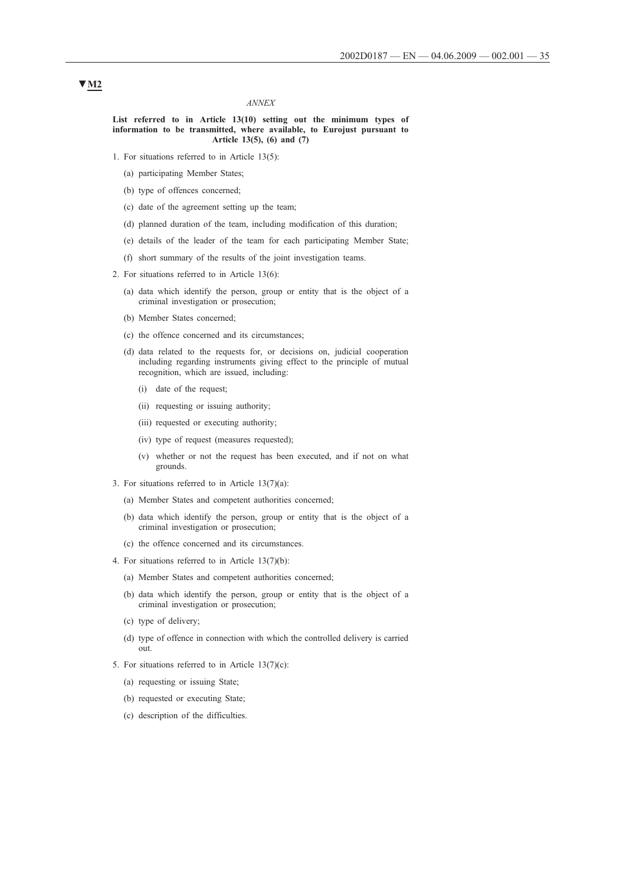▼M2

*ANNEX*

**List referred to in Article 13(10) setting out the minimum types of information to be transmitted, where available, to Eurojust pursuant to Article 13(5), (6) and (7)**

1. For situations referred to in Article 13(5):

   (a) participating Member States;

   (b) type of offences concerned;

   (c) date of the agreement setting up the team;

   (d) planned duration of the team, including modification of this duration;

   (e) details of the leader of the team for each participating Member State;

   (f) short summary of the results of the joint investigation teams.

2. For situations referred to in Article 13(6):

   (a) data which identify the person, group or entity that is the object of a criminal investigation or prosecution;

   (b) Member States concerned;

   (c) the offence concerned and its circumstances;

   (d) data related to the requests for, or decisions on, judicial cooperation including regarding instruments giving effect to the principle of mutual recognition, which are issued, including:

      (i) date of the request;

      (ii) requesting or issuing authority;

      (iii) requested or executing authority;

      (iv) type of request (measures requested);

      (v) whether or not the request has been executed, and if not on what grounds.

3. For situations referred to in Article 13(7)(a):

   (a) Member States and competent authorities concerned;

   (b) data which identify the person, group or entity that is the object of a criminal investigation or prosecution;

   (c) the offence concerned and its circumstances.

4. For situations referred to in Article 13(7)(b):

   (a) Member States and competent authorities concerned;

   (b) data which identify the person, group or entity that is the object of a criminal investigation or prosecution;

   (c) type of delivery;

   (d) type of offence in connection with which the controlled delivery is carried out.

5. For situations referred to in Article 13(7)(c):

   (a) requesting or issuing State;

   (b) requested or executing State;

   (c) description of the difficulties.